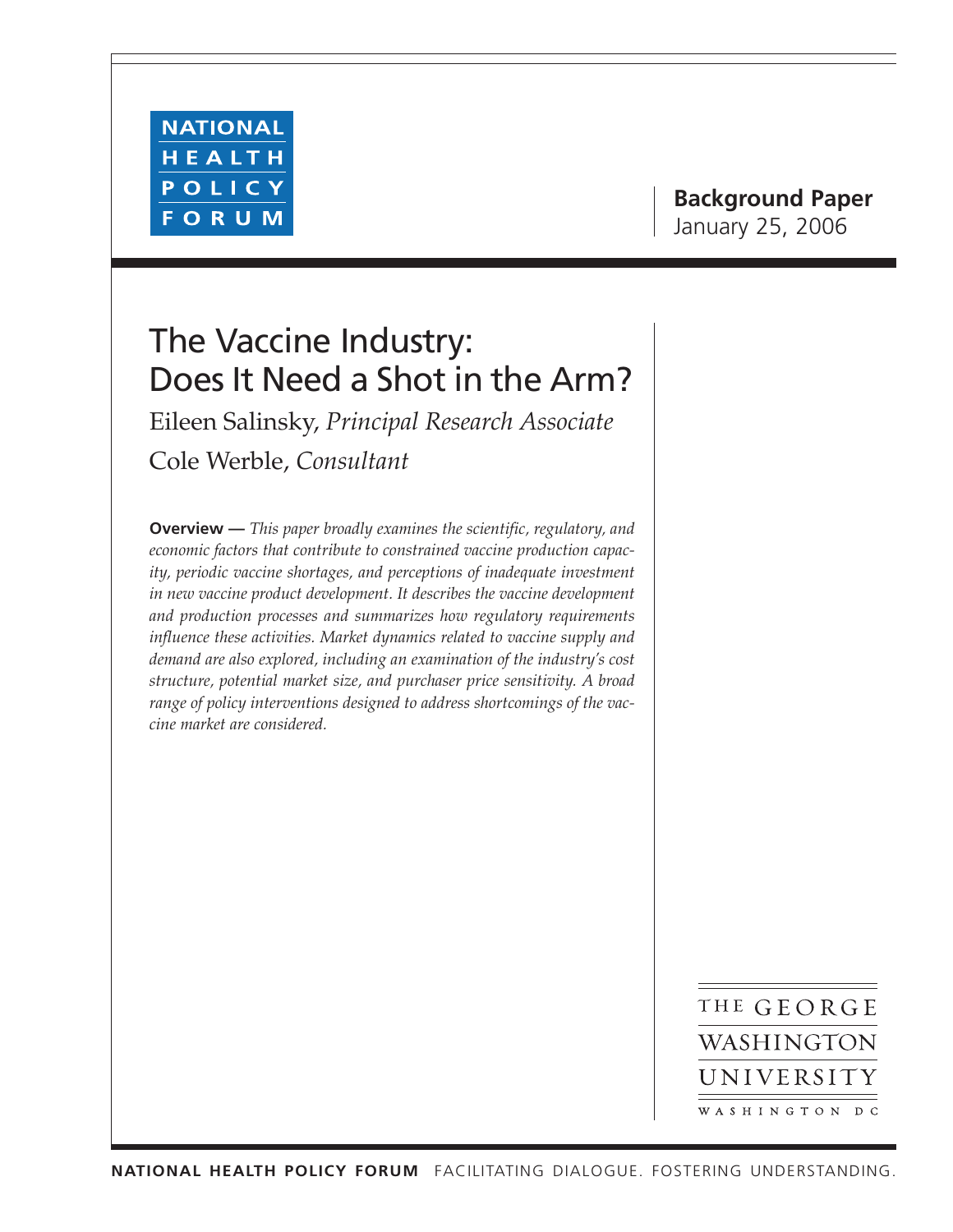NATIONAL HEALTH POLICY FORUM

**Background Paper**
January 25, 2006

# The Vaccine Industry: Does It Need a Shot in the Arm?

Eileen Salinsky, *Principal Research Associate*

Cole Werble, *Consultant*

**Overview —** *This paper broadly examines the scientific, regulatory, and economic factors that contribute to constrained vaccine production capacity, periodic vaccine shortages, and perceptions of inadequate investment in new vaccine product development. It describes the vaccine development and production processes and summarizes how regulatory requirements influence these activities. Market dynamics related to vaccine supply and demand are also explored, including an examination of the industry's cost structure, potential market size, and purchaser price sensitivity. A broad range of policy interventions designed to address shortcomings of the vaccine market are considered.*

THE GEORGE WASHINGTON UNIVERSITY
WASHINGTON DC

**NATIONAL HEALTH POLICY FORUM** FACILITATING DIALOGUE. FOSTERING UNDERSTANDING.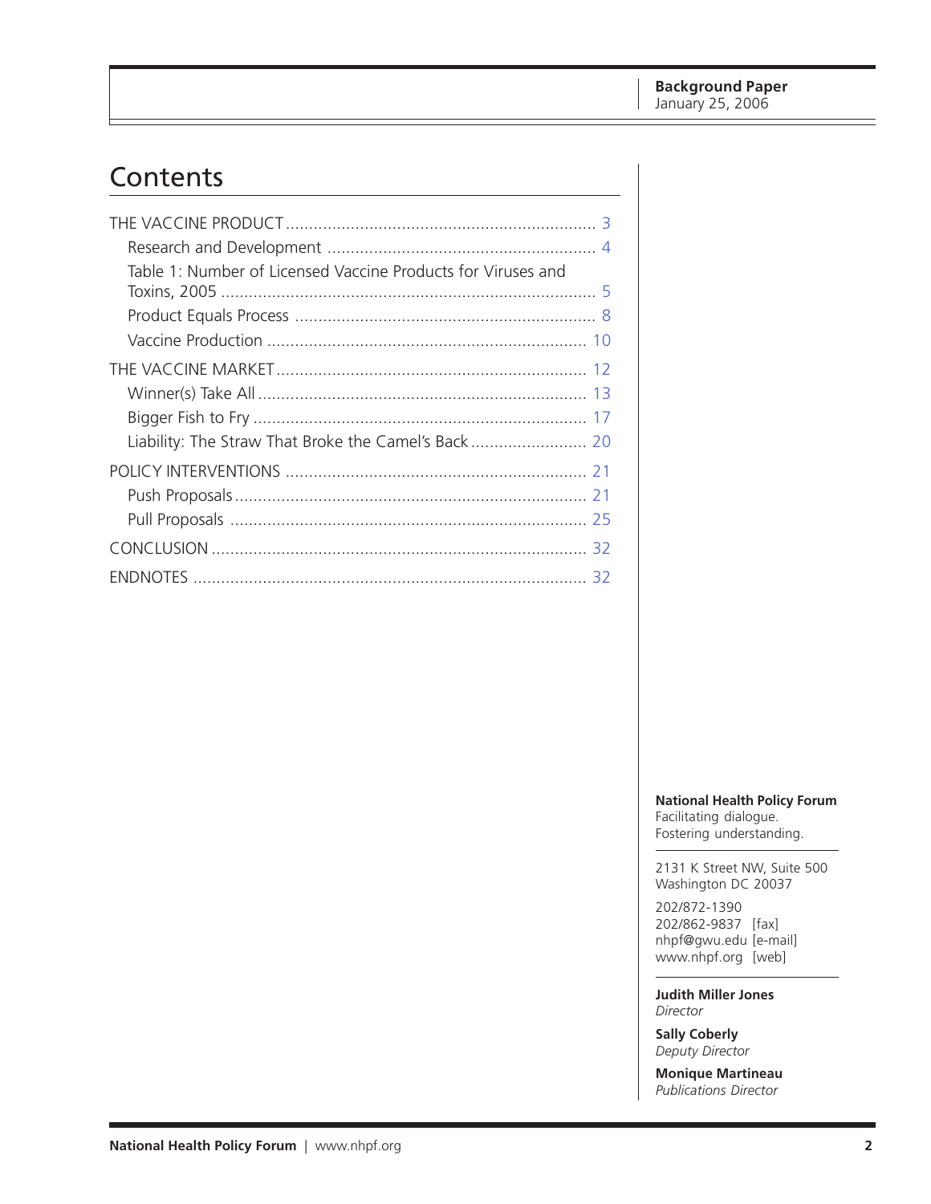Background Paper
January 25, 2006

# Contents

THE VACCINE PRODUCT ... 3

- Research and Development ... 4
- Table 1: Number of Licensed Vaccine Products for Viruses and Toxins, 2005 ... 5
- Product Equals Process ... 8
- Vaccine Production ... 10

THE VACCINE MARKET ... 12

- Winner(s) Take All ... 13
- Bigger Fish to Fry ... 17
- Liability: The Straw That Broke the Camel's Back ... 20

POLICY INTERVENTIONS ... 21

- Push Proposals ... 21
- Pull Proposals ... 25

CONCLUSION ... 32

ENDNOTES ... 32

**National Health Policy Forum**
Facilitating dialogue.
Fostering understanding.

2131 K Street NW, Suite 500
Washington DC 20037

202/872-1390
202/862-9837 [fax]
nhpf@gwu.edu [e-mail]
www.nhpf.org [web]

**Judith Miller Jones**
*Director*

**Sally Coberly**
*Deputy Director*

**Monique Martineau**
*Publications Director*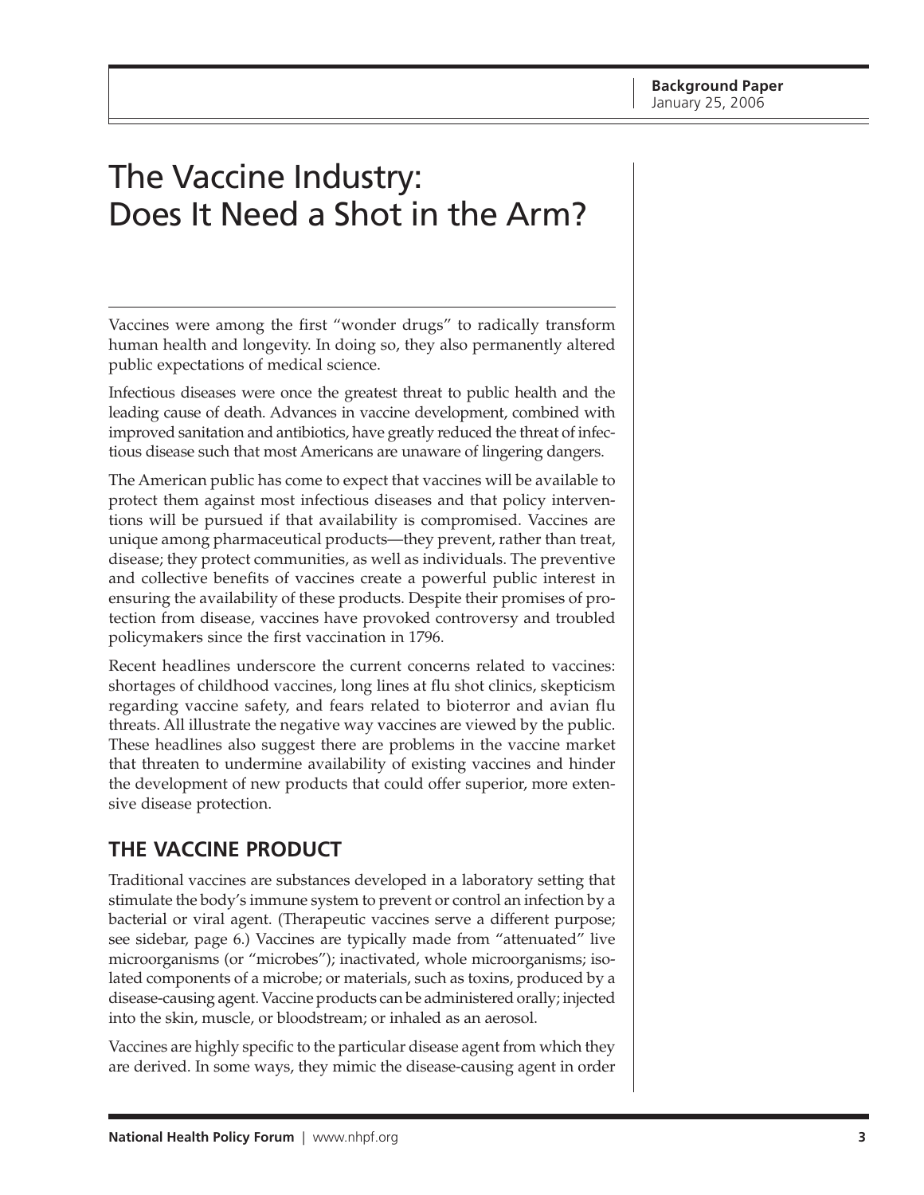# The Vaccine Industry: Does It Need a Shot in the Arm?

Background Paper
January 25, 2006

Vaccines were among the first "wonder drugs" to radically transform human health and longevity. In doing so, they also permanently altered public expectations of medical science.

Infectious diseases were once the greatest threat to public health and the leading cause of death. Advances in vaccine development, combined with improved sanitation and antibiotics, have greatly reduced the threat of infectious disease such that most Americans are unaware of lingering dangers.

The American public has come to expect that vaccines will be available to protect them against most infectious diseases and that policy interventions will be pursued if that availability is compromised. Vaccines are unique among pharmaceutical products—they prevent, rather than treat, disease; they protect communities, as well as individuals. The preventive and collective benefits of vaccines create a powerful public interest in ensuring the availability of these products. Despite their promises of protection from disease, vaccines have provoked controversy and troubled policymakers since the first vaccination in 1796.

Recent headlines underscore the current concerns related to vaccines: shortages of childhood vaccines, long lines at flu shot clinics, skepticism regarding vaccine safety, and fears related to bioterror and avian flu threats. All illustrate the negative way vaccines are viewed by the public. These headlines also suggest there are problems in the vaccine market that threaten to undermine availability of existing vaccines and hinder the development of new products that could offer superior, more extensive disease protection.

## THE VACCINE PRODUCT

Traditional vaccines are substances developed in a laboratory setting that stimulate the body's immune system to prevent or control an infection by a bacterial or viral agent. (Therapeutic vaccines serve a different purpose; see sidebar, page 6.) Vaccines are typically made from "attenuated" live microorganisms (or "microbes"); inactivated, whole microorganisms; isolated components of a microbe; or materials, such as toxins, produced by a disease-causing agent. Vaccine products can be administered orally; injected into the skin, muscle, or bloodstream; or inhaled as an aerosol.

Vaccines are highly specific to the particular disease agent from which they are derived. In some ways, they mimic the disease-causing agent in order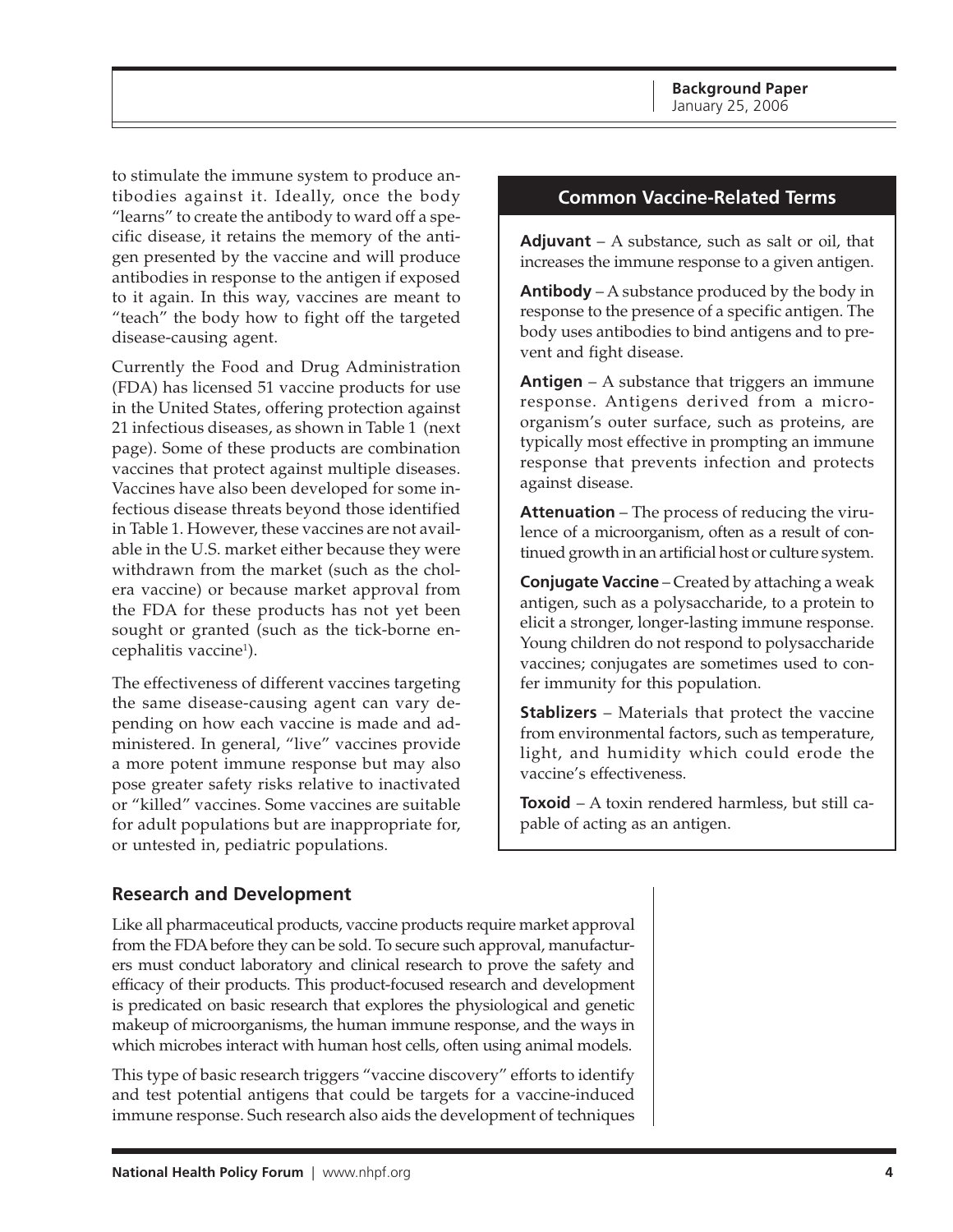to stimulate the immune system to produce antibodies against it. Ideally, once the body "learns" to create the antibody to ward off a specific disease, it retains the memory of the antigen presented by the vaccine and will produce antibodies in response to the antigen if exposed to it again. In this way, vaccines are meant to "teach" the body how to fight off the targeted disease-causing agent.

Currently the Food and Drug Administration (FDA) has licensed 51 vaccine products for use in the United States, offering protection against 21 infectious diseases, as shown in Table 1 (next page). Some of these products are combination vaccines that protect against multiple diseases. Vaccines have also been developed for some infectious disease threats beyond those identified in Table 1. However, these vaccines are not available in the U.S. market either because they were withdrawn from the market (such as the cholera vaccine) or because market approval from the FDA for these products has not yet been sought or granted (such as the tick-borne encephalitis vaccine[1]).

The effectiveness of different vaccines targeting the same disease-causing agent can vary depending on how each vaccine is made and administered. In general, "live" vaccines provide a more potent immune response but may also pose greater safety risks relative to inactivated or "killed" vaccines. Some vaccines are suitable for adult populations but are inappropriate for, or untested in, pediatric populations.

### Common Vaccine-Related Terms

**Adjuvant** – A substance, such as salt or oil, that increases the immune response to a given antigen.

**Antibody** – A substance produced by the body in response to the presence of a specific antigen. The body uses antibodies to bind antigens and to prevent and fight disease.

**Antigen** – A substance that triggers an immune response. Antigens derived from a microorganism's outer surface, such as proteins, are typically most effective in prompting an immune response that prevents infection and protects against disease.

**Attenuation** – The process of reducing the virulence of a microorganism, often as a result of continued growth in an artificial host or culture system.

**Conjugate Vaccine** – Created by attaching a weak antigen, such as a polysaccharide, to a protein to elicit a stronger, longer-lasting immune response. Young children do not respond to polysaccharide vaccines; conjugates are sometimes used to confer immunity for this population.

**Stablizers** – Materials that protect the vaccine from environmental factors, such as temperature, light, and humidity which could erode the vaccine's effectiveness.

**Toxoid** – A toxin rendered harmless, but still capable of acting as an antigen.

## Research and Development

Like all pharmaceutical products, vaccine products require market approval from the FDA before they can be sold. To secure such approval, manufacturers must conduct laboratory and clinical research to prove the safety and efficacy of their products. This product-focused research and development is predicated on basic research that explores the physiological and genetic makeup of microorganisms, the human immune response, and the ways in which microbes interact with human host cells, often using animal models.

This type of basic research triggers "vaccine discovery" efforts to identify and test potential antigens that could be targets for a vaccine-induced immune response. Such research also aids the development of techniques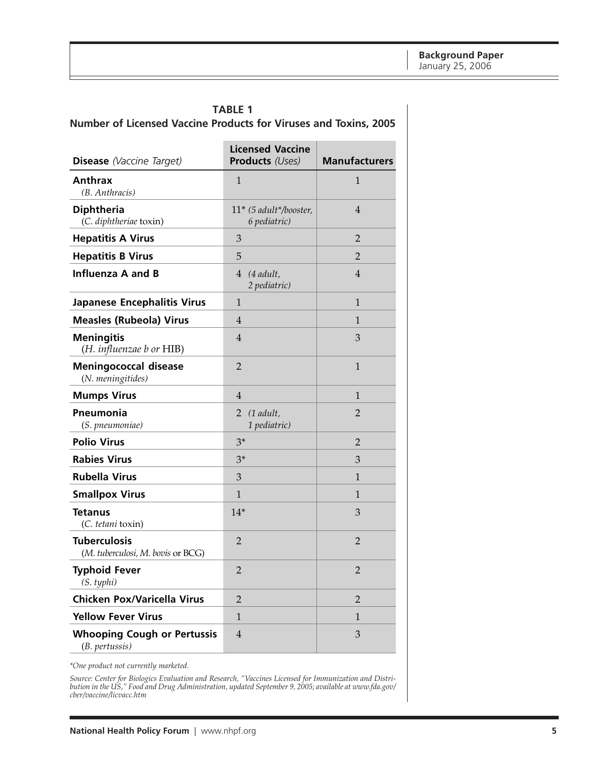**TABLE 1**

**Number of Licensed Vaccine Products for Viruses and Toxins, 2005**

| **Disease** *(Vaccine Target)* | **Licensed Vaccine Products** *(Uses)* | **Manufacturers** |
|---|---|---|
| **Anthrax** *(B. Anthracis)* | 1 | 1 |
| **Diphtheria** (*C. diphtheriae* toxin) | 11* *(5 adult*/booster, 6 pediatric)* | 4 |
| **Hepatitis A Virus** | 3 | 2 |
| **Hepatitis B Virus** | 5 | 2 |
| **Influenza A and B** | 4 *(4 adult, 2 pediatric)* | 4 |
| **Japanese Encephalitis Virus** | 1 | 1 |
| **Measles (Rubeola) Virus** | 4 | 1 |
| **Meningitis** (*H. influenzae b or* HIB) | 4 | 3 |
| **Meningococcal disease** (*N. meningitides)* | 2 | 1 |
| **Mumps Virus** | 4 | 1 |
| **Pneumonia** (*S. pneumoniae)* | 2 *(1 adult, 1 pediatric)* | 2 |
| **Polio Virus** | 3* | 2 |
| **Rabies Virus** | 3* | 3 |
| **Rubella Virus** | 3 | 1 |
| **Smallpox Virus** | 1 | 1 |
| **Tetanus** (*C. tetani* toxin) | 14* | 3 |
| **Tuberculosis** (*M. tuberculosi, M. bovis* or BCG) | 2 | 2 |
| **Typhoid Fever** *(S. typhi)* | 2 | 2 |
| **Chicken Pox/Varicella Virus** | 2 | 2 |
| **Yellow Fever Virus** | 1 | 1 |
| **Whooping Cough or Pertussis** (*B. pertussis)* | 4 | 3 |

*\*One product not currently marketed.*

*Source: Center for Biologics Evaluation and Research, "Vaccines Licensed for Immunization and Distribution in the US," Food and Drug Administration, updated September 9, 2005; available at www.fda.gov/cber/vaccine/licvacc.htm*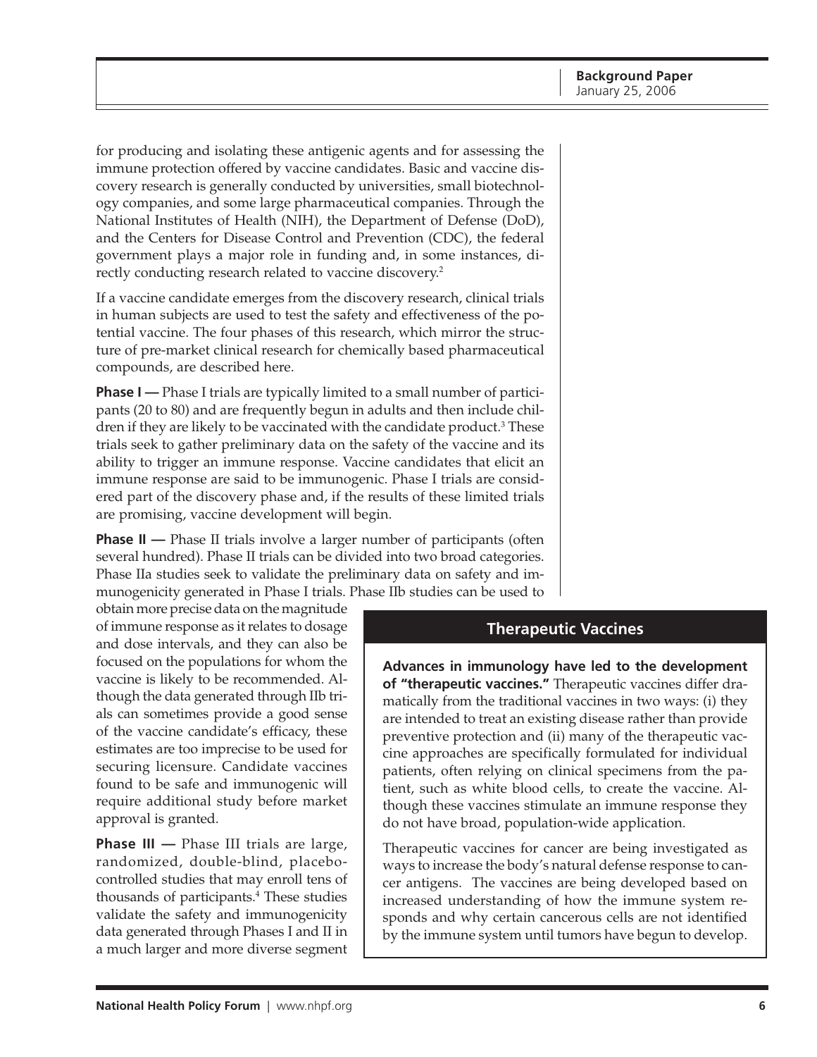for producing and isolating these antigenic agents and for assessing the immune protection offered by vaccine candidates. Basic and vaccine discovery research is generally conducted by universities, small biotechnology companies, and some large pharmaceutical companies. Through the National Institutes of Health (NIH), the Department of Defense (DoD), and the Centers for Disease Control and Prevention (CDC), the federal government plays a major role in funding and, in some instances, directly conducting research related to vaccine discovery.[2]

If a vaccine candidate emerges from the discovery research, clinical trials in human subjects are used to test the safety and effectiveness of the potential vaccine. The four phases of this research, which mirror the structure of pre-market clinical research for chemically based pharmaceutical compounds, are described here.

**Phase I —** Phase I trials are typically limited to a small number of participants (20 to 80) and are frequently begun in adults and then include children if they are likely to be vaccinated with the candidate product.[3] These trials seek to gather preliminary data on the safety of the vaccine and its ability to trigger an immune response. Vaccine candidates that elicit an immune response are said to be immunogenic. Phase I trials are considered part of the discovery phase and, if the results of these limited trials are promising, vaccine development will begin.

**Phase II —** Phase II trials involve a larger number of participants (often several hundred). Phase II trials can be divided into two broad categories. Phase IIa studies seek to validate the preliminary data on safety and immunogenicity generated in Phase I trials. Phase IIb studies can be used to obtain more precise data on the magnitude of immune response as it relates to dosage and dose intervals, and they can also be focused on the populations for whom the vaccine is likely to be recommended. Although the data generated through IIb trials can sometimes provide a good sense of the vaccine candidate's efficacy, these estimates are too imprecise to be used for securing licensure. Candidate vaccines found to be safe and immunogenic will require additional study before market approval is granted.

**Phase III —** Phase III trials are large, randomized, double-blind, placebo-controlled studies that may enroll tens of thousands of participants.[4] These studies validate the safety and immunogenicity data generated through Phases I and II in a much larger and more diverse segment

## Therapeutic Vaccines

**Advances in immunology have led to the development of "therapeutic vaccines."** Therapeutic vaccines differ dramatically from the traditional vaccines in two ways: (i) they are intended to treat an existing disease rather than provide preventive protection and (ii) many of the therapeutic vaccine approaches are specifically formulated for individual patients, often relying on clinical specimens from the patient, such as white blood cells, to create the vaccine. Although these vaccines stimulate an immune response they do not have broad, population-wide application.

Therapeutic vaccines for cancer are being investigated as ways to increase the body's natural defense response to cancer antigens. The vaccines are being developed based on increased understanding of how the immune system responds and why certain cancerous cells are not identified by the immune system until tumors have begun to develop.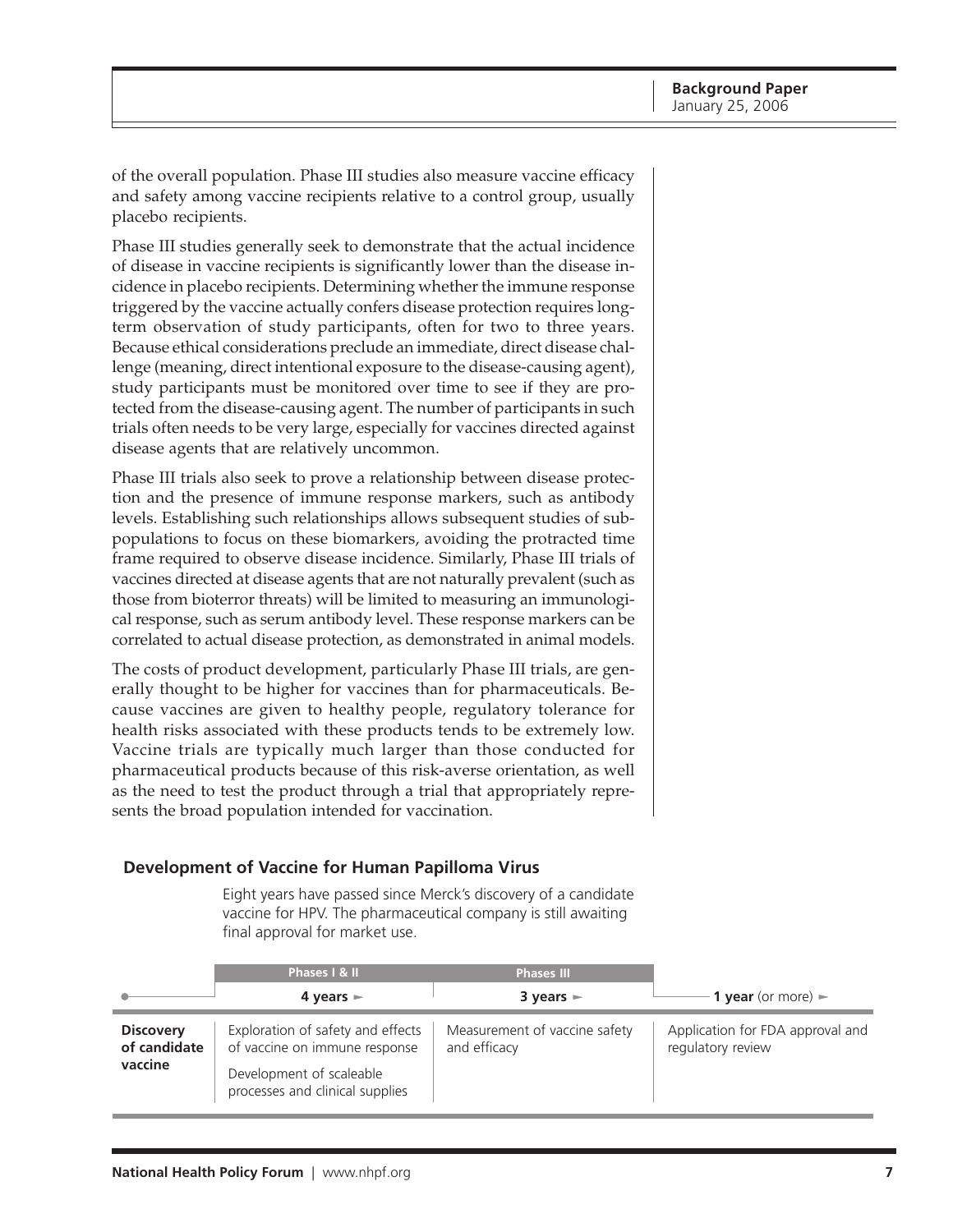of the overall population. Phase III studies also measure vaccine efficacy and safety among vaccine recipients relative to a control group, usually placebo recipients.

Phase III studies generally seek to demonstrate that the actual incidence of disease in vaccine recipients is significantly lower than the disease incidence in placebo recipients. Determining whether the immune response triggered by the vaccine actually confers disease protection requires long-term observation of study participants, often for two to three years. Because ethical considerations preclude an immediate, direct disease challenge (meaning, direct intentional exposure to the disease-causing agent), study participants must be monitored over time to see if they are protected from the disease-causing agent. The number of participants in such trials often needs to be very large, especially for vaccines directed against disease agents that are relatively uncommon.

Phase III trials also seek to prove a relationship between disease protection and the presence of immune response markers, such as antibody levels. Establishing such relationships allows subsequent studies of subpopulations to focus on these biomarkers, avoiding the protracted time frame required to observe disease incidence. Similarly, Phase III trials of vaccines directed at disease agents that are not naturally prevalent (such as those from bioterror threats) will be limited to measuring an immunological response, such as serum antibody level. These response markers can be correlated to actual disease protection, as demonstrated in animal models.

The costs of product development, particularly Phase III trials, are generally thought to be higher for vaccines than for pharmaceuticals. Because vaccines are given to healthy people, regulatory tolerance for health risks associated with these products tends to be extremely low. Vaccine trials are typically much larger than those conducted for pharmaceutical products because of this risk-averse orientation, as well as the need to test the product through a trial that appropriately represents the broad population intended for vaccination.

### Development of Vaccine for Human Papilloma Virus

Eight years have passed since Merck's discovery of a candidate vaccine for HPV. The pharmaceutical company is still awaiting final approval for market use.

| | Phases I & II | Phases III | |
|---|---|---|---|
| | **4 years** ► | **3 years** ► | **1 year** (or more) ► |
| **Discovery of candidate vaccine** | Exploration of safety and effects of vaccine on immune response<br>Development of scaleable processes and clinical supplies | Measurement of vaccine safety and efficacy | Application for FDA approval and regulatory review |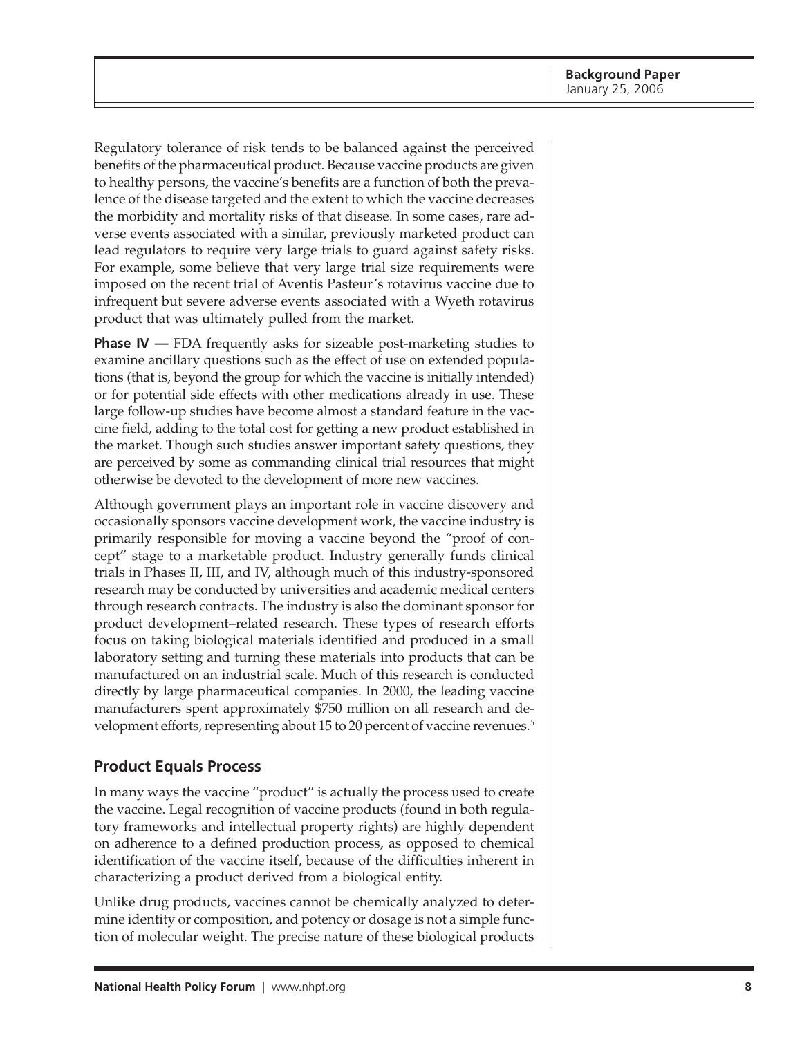Regulatory tolerance of risk tends to be balanced against the perceived benefits of the pharmaceutical product. Because vaccine products are given to healthy persons, the vaccine's benefits are a function of both the prevalence of the disease targeted and the extent to which the vaccine decreases the morbidity and mortality risks of that disease. In some cases, rare adverse events associated with a similar, previously marketed product can lead regulators to require very large trials to guard against safety risks. For example, some believe that very large trial size requirements were imposed on the recent trial of Aventis Pasteur's rotavirus vaccine due to infrequent but severe adverse events associated with a Wyeth rotavirus product that was ultimately pulled from the market.

**Phase IV —** FDA frequently asks for sizeable post-marketing studies to examine ancillary questions such as the effect of use on extended populations (that is, beyond the group for which the vaccine is initially intended) or for potential side effects with other medications already in use. These large follow-up studies have become almost a standard feature in the vaccine field, adding to the total cost for getting a new product established in the market. Though such studies answer important safety questions, they are perceived by some as commanding clinical trial resources that might otherwise be devoted to the development of more new vaccines.

Although government plays an important role in vaccine discovery and occasionally sponsors vaccine development work, the vaccine industry is primarily responsible for moving a vaccine beyond the "proof of concept" stage to a marketable product. Industry generally funds clinical trials in Phases II, III, and IV, although much of this industry-sponsored research may be conducted by universities and academic medical centers through research contracts. The industry is also the dominant sponsor for product development–related research. These types of research efforts focus on taking biological materials identified and produced in a small laboratory setting and turning these materials into products that can be manufactured on an industrial scale. Much of this research is conducted directly by large pharmaceutical companies. In 2000, the leading vaccine manufacturers spent approximately $750 million on all research and development efforts, representing about 15 to 20 percent of vaccine revenues.[5]

## Product Equals Process

In many ways the vaccine "product" is actually the process used to create the vaccine. Legal recognition of vaccine products (found in both regulatory frameworks and intellectual property rights) are highly dependent on adherence to a defined production process, as opposed to chemical identification of the vaccine itself, because of the difficulties inherent in characterizing a product derived from a biological entity.

Unlike drug products, vaccines cannot be chemically analyzed to determine identity or composition, and potency or dosage is not a simple function of molecular weight. The precise nature of these biological products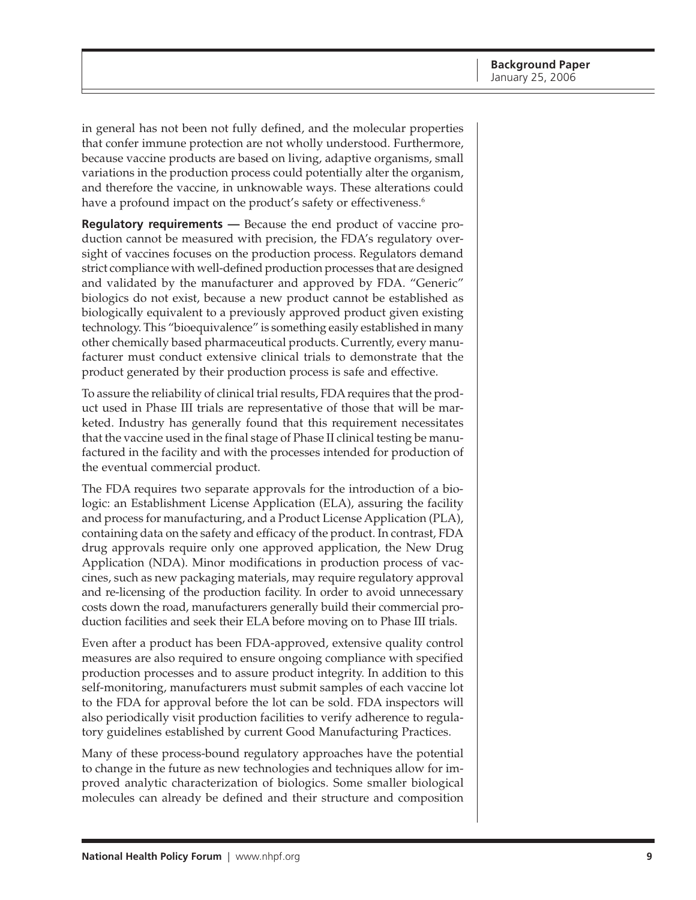in general has not been not fully defined, and the molecular properties that confer immune protection are not wholly understood. Furthermore, because vaccine products are based on living, adaptive organisms, small variations in the production process could potentially alter the organism, and therefore the vaccine, in unknowable ways. These alterations could have a profound impact on the product's safety or effectiveness.[6]

**Regulatory requirements —** Because the end product of vaccine production cannot be measured with precision, the FDA's regulatory oversight of vaccines focuses on the production process. Regulators demand strict compliance with well-defined production processes that are designed and validated by the manufacturer and approved by FDA. "Generic" biologics do not exist, because a new product cannot be established as biologically equivalent to a previously approved product given existing technology. This "bioequivalence" is something easily established in many other chemically based pharmaceutical products. Currently, every manufacturer must conduct extensive clinical trials to demonstrate that the product generated by their production process is safe and effective.

To assure the reliability of clinical trial results, FDA requires that the product used in Phase III trials are representative of those that will be marketed. Industry has generally found that this requirement necessitates that the vaccine used in the final stage of Phase II clinical testing be manufactured in the facility and with the processes intended for production of the eventual commercial product.

The FDA requires two separate approvals for the introduction of a biologic: an Establishment License Application (ELA), assuring the facility and process for manufacturing, and a Product License Application (PLA), containing data on the safety and efficacy of the product. In contrast, FDA drug approvals require only one approved application, the New Drug Application (NDA). Minor modifications in production process of vaccines, such as new packaging materials, may require regulatory approval and re-licensing of the production facility. In order to avoid unnecessary costs down the road, manufacturers generally build their commercial production facilities and seek their ELA before moving on to Phase III trials.

Even after a product has been FDA-approved, extensive quality control measures are also required to ensure ongoing compliance with specified production processes and to assure product integrity. In addition to this self-monitoring, manufacturers must submit samples of each vaccine lot to the FDA for approval before the lot can be sold. FDA inspectors will also periodically visit production facilities to verify adherence to regulatory guidelines established by current Good Manufacturing Practices.

Many of these process-bound regulatory approaches have the potential to change in the future as new technologies and techniques allow for improved analytic characterization of biologics. Some smaller biological molecules can already be defined and their structure and composition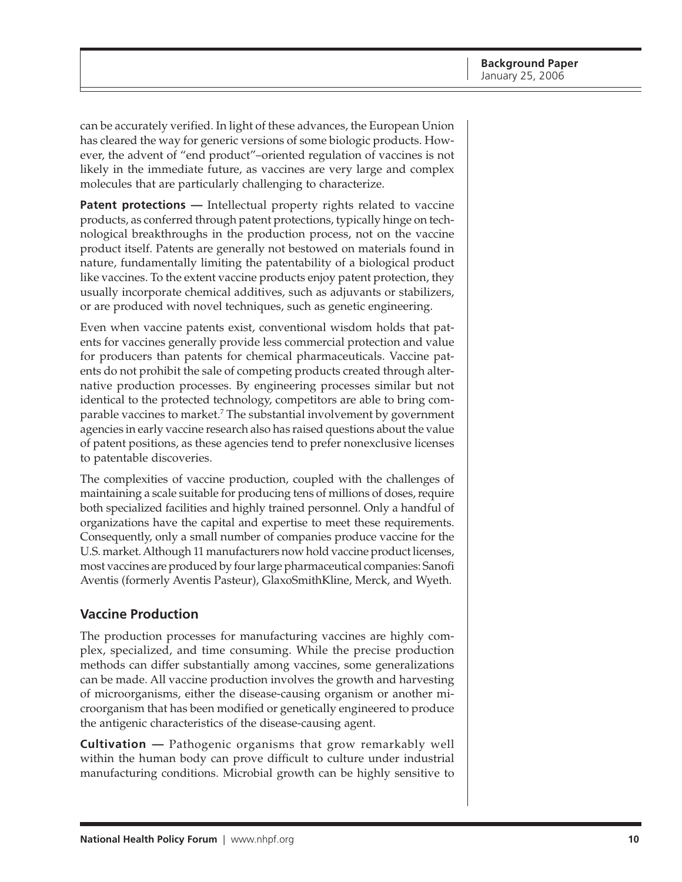can be accurately verified. In light of these advances, the European Union has cleared the way for generic versions of some biologic products. However, the advent of "end product"–oriented regulation of vaccines is not likely in the immediate future, as vaccines are very large and complex molecules that are particularly challenging to characterize.

**Patent protections —** Intellectual property rights related to vaccine products, as conferred through patent protections, typically hinge on technological breakthroughs in the production process, not on the vaccine product itself. Patents are generally not bestowed on materials found in nature, fundamentally limiting the patentability of a biological product like vaccines. To the extent vaccine products enjoy patent protection, they usually incorporate chemical additives, such as adjuvants or stabilizers, or are produced with novel techniques, such as genetic engineering.

Even when vaccine patents exist, conventional wisdom holds that patents for vaccines generally provide less commercial protection and value for producers than patents for chemical pharmaceuticals. Vaccine patents do not prohibit the sale of competing products created through alternative production processes. By engineering processes similar but not identical to the protected technology, competitors are able to bring comparable vaccines to market.[7] The substantial involvement by government agencies in early vaccine research also has raised questions about the value of patent positions, as these agencies tend to prefer nonexclusive licenses to patentable discoveries.

The complexities of vaccine production, coupled with the challenges of maintaining a scale suitable for producing tens of millions of doses, require both specialized facilities and highly trained personnel. Only a handful of organizations have the capital and expertise to meet these requirements. Consequently, only a small number of companies produce vaccine for the U.S. market. Although 11 manufacturers now hold vaccine product licenses, most vaccines are produced by four large pharmaceutical companies: Sanofi Aventis (formerly Aventis Pasteur), GlaxoSmithKline, Merck, and Wyeth.

## Vaccine Production

The production processes for manufacturing vaccines are highly complex, specialized, and time consuming. While the precise production methods can differ substantially among vaccines, some generalizations can be made. All vaccine production involves the growth and harvesting of microorganisms, either the disease-causing organism or another microorganism that has been modified or genetically engineered to produce the antigenic characteristics of the disease-causing agent.

**Cultivation —** Pathogenic organisms that grow remarkably well within the human body can prove difficult to culture under industrial manufacturing conditions. Microbial growth can be highly sensitive to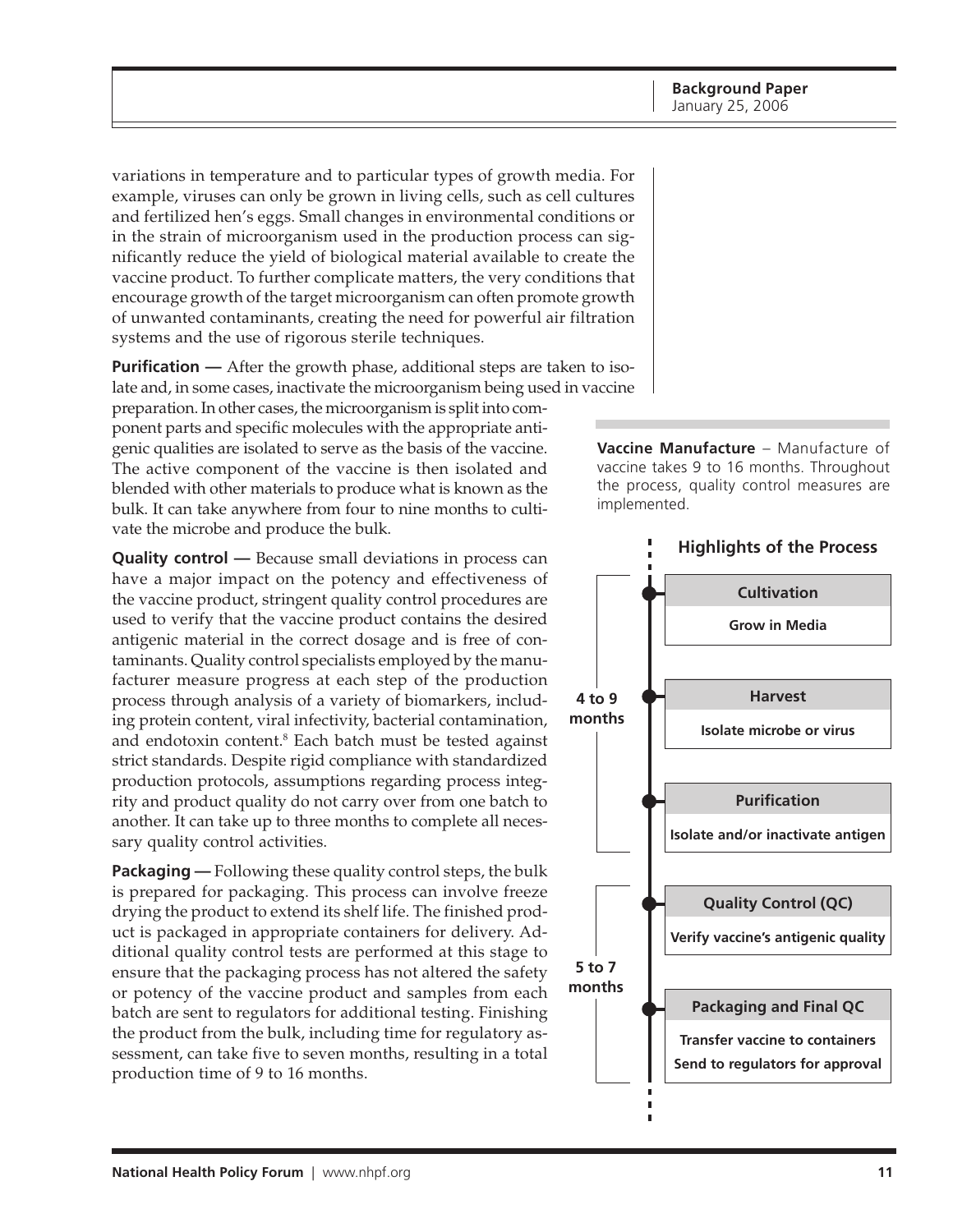variations in temperature and to particular types of growth media. For example, viruses can only be grown in living cells, such as cell cultures and fertilized hen's eggs. Small changes in environmental conditions or in the strain of microorganism used in the production process can significantly reduce the yield of biological material available to create the vaccine product. To further complicate matters, the very conditions that encourage growth of the target microorganism can often promote growth of unwanted contaminants, creating the need for powerful air filtration systems and the use of rigorous sterile techniques.

**Purification —** After the growth phase, additional steps are taken to isolate and, in some cases, inactivate the microorganism being used in vaccine preparation. In other cases, the microorganism is split into component parts and specific molecules with the appropriate antigenic qualities are isolated to serve as the basis of the vaccine. The active component of the vaccine is then isolated and blended with other materials to produce what is known as the bulk. It can take anywhere from four to nine months to cultivate the microbe and produce the bulk.

**Quality control —** Because small deviations in process can have a major impact on the potency and effectiveness of the vaccine product, stringent quality control procedures are used to verify that the vaccine product contains the desired antigenic material in the correct dosage and is free of contaminants. Quality control specialists employed by the manufacturer measure progress at each step of the production process through analysis of a variety of biomarkers, including protein content, viral infectivity, bacterial contamination, and endotoxin content.[8] Each batch must be tested against strict standards. Despite rigid compliance with standardized production protocols, assumptions regarding process integrity and product quality do not carry over from one batch to another. It can take up to three months to complete all necessary quality control activities.

**Packaging —** Following these quality control steps, the bulk is prepared for packaging. This process can involve freeze drying the product to extend its shelf life. The finished product is packaged in appropriate containers for delivery. Additional quality control tests are performed at this stage to ensure that the packaging process has not altered the safety or potency of the vaccine product and samples from each batch are sent to regulators for additional testing. Finishing the product from the bulk, including time for regulatory assessment, can take five to seven months, resulting in a total production time of 9 to 16 months.

**Vaccine Manufacture** – Manufacture of vaccine takes 9 to 16 months. Throughout the process, quality control measures are implemented.

**Highlights of the Process**

**4 to 9 months**

- **Cultivation** — Grow in Media
- **Harvest** — Isolate microbe or virus
- **Purification** — Isolate and/or inactivate antigen

**5 to 7 months**

- **Quality Control (QC)** — Verify vaccine's antigenic quality
- **Packaging and Final QC** — Transfer vaccine to containers; Send to regulators for approval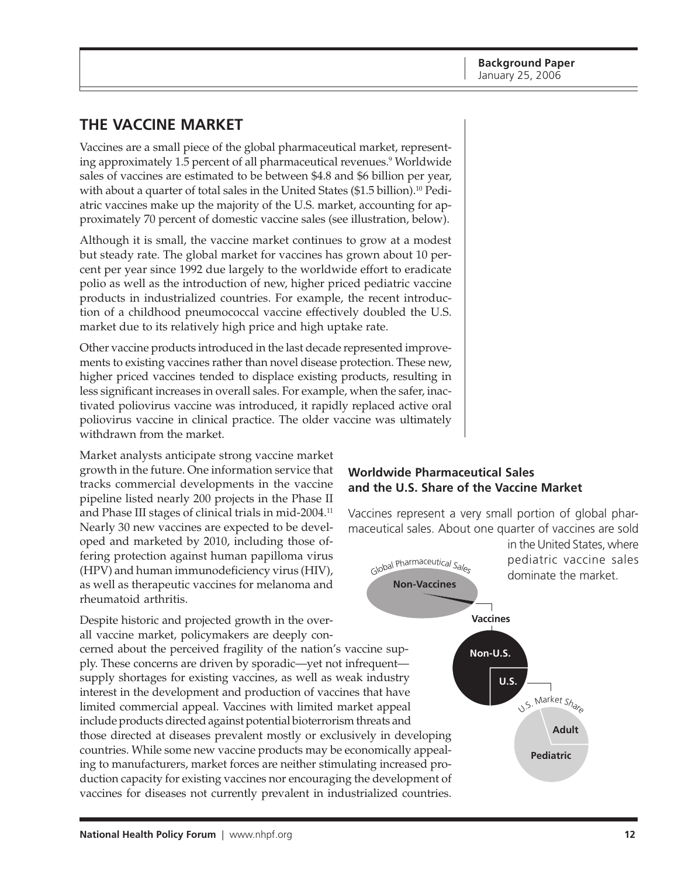## THE VACCINE MARKET

Vaccines are a small piece of the global pharmaceutical market, representing approximately 1.5 percent of all pharmaceutical revenues.[9] Worldwide sales of vaccines are estimated to be between $4.8 and $6 billion per year, with about a quarter of total sales in the United States ($1.5 billion).[10] Pediatric vaccines make up the majority of the U.S. market, accounting for approximately 70 percent of domestic vaccine sales (see illustration, below).

Although it is small, the vaccine market continues to grow at a modest but steady rate. The global market for vaccines has grown about 10 percent per year since 1992 due largely to the worldwide effort to eradicate polio as well as the introduction of new, higher priced pediatric vaccine products in industrialized countries. For example, the recent introduction of a childhood pneumococcal vaccine effectively doubled the U.S. market due to its relatively high price and high uptake rate.

Other vaccine products introduced in the last decade represented improvements to existing vaccines rather than novel disease protection. These new, higher priced vaccines tended to displace existing products, resulting in less significant increases in overall sales. For example, when the safer, inactivated poliovirus vaccine was introduced, it rapidly replaced active oral poliovirus vaccine in clinical practice. The older vaccine was ultimately withdrawn from the market.

Market analysts anticipate strong vaccine market growth in the future. One information service that tracks commercial developments in the vaccine pipeline listed nearly 200 projects in the Phase II and Phase III stages of clinical trials in mid-2004.[11] Nearly 30 new vaccines are expected to be developed and marketed by 2010, including those offering protection against human papilloma virus (HPV) and human immunodeficiency virus (HIV), as well as therapeutic vaccines for melanoma and rheumatoid arthritis.

Despite historic and projected growth in the overall vaccine market, policymakers are deeply concerned about the perceived fragility of the nation's vaccine supply. These concerns are driven by sporadic—yet not infrequent—supply shortages for existing vaccines, as well as weak industry interest in the development and production of vaccines that have limited commercial appeal. Vaccines with limited market appeal include products directed against potential bioterrorism threats and those directed at diseases prevalent mostly or exclusively in developing countries. While some new vaccine products may be economically appealing to manufacturers, market forces are neither stimulating increased production capacity for existing vaccines nor encouraging the development of vaccines for diseases not currently prevalent in industrialized countries.

### Worldwide Pharmaceutical Sales and the U.S. Share of the Vaccine Market

Vaccines represent a very small portion of global pharmaceutical sales. About one quarter of vaccines are sold in the United States, where pediatric vaccine sales dominate the market.

Global Pharmaceutical Sales: Non-Vaccines; Vaccines

Vaccines: Non-U.S.; U.S.

U.S. Market Share: Adult; Pediatric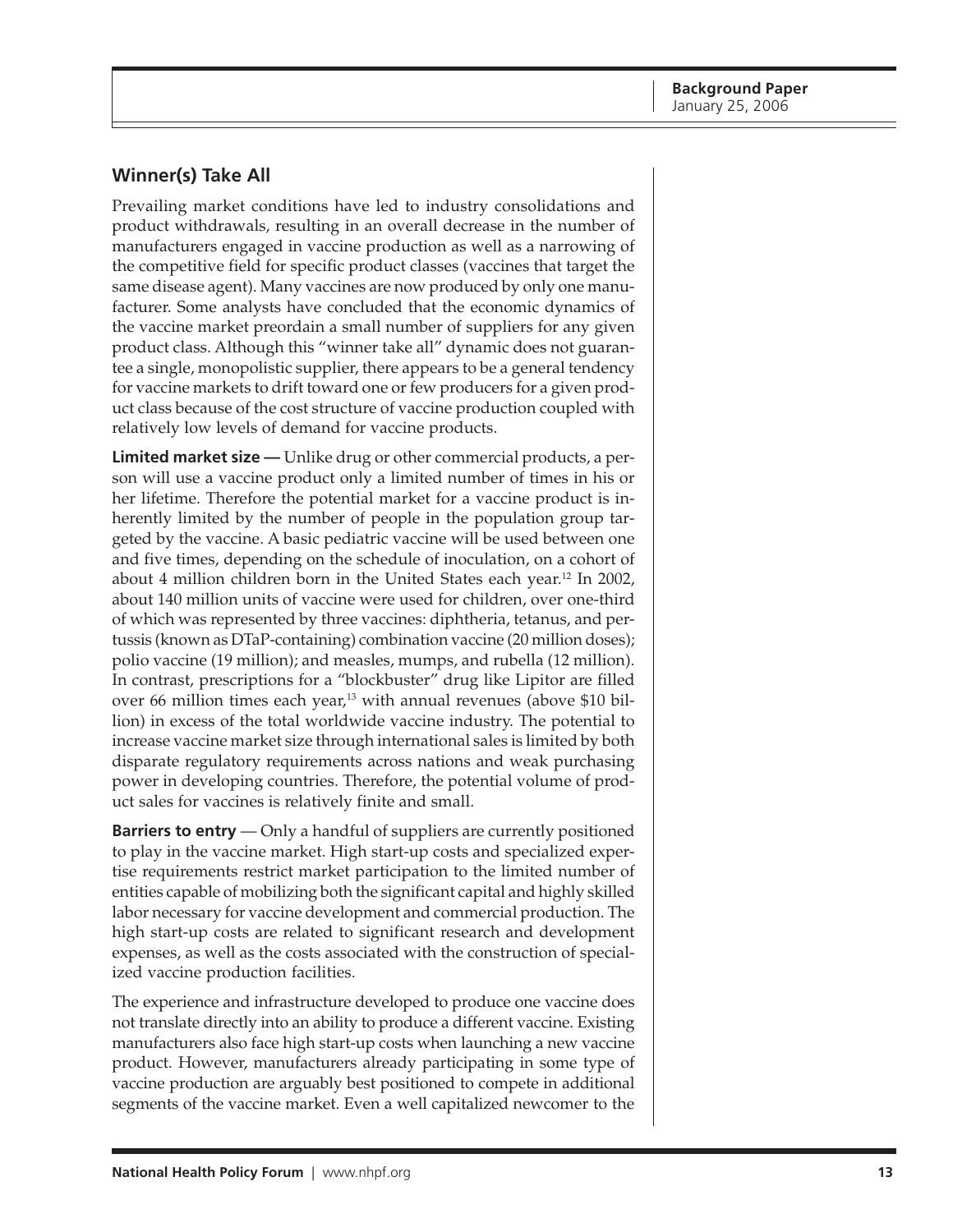## Winner(s) Take All

Prevailing market conditions have led to industry consolidations and product withdrawals, resulting in an overall decrease in the number of manufacturers engaged in vaccine production as well as a narrowing of the competitive field for specific product classes (vaccines that target the same disease agent). Many vaccines are now produced by only one manufacturer. Some analysts have concluded that the economic dynamics of the vaccine market preordain a small number of suppliers for any given product class. Although this "winner take all" dynamic does not guarantee a single, monopolistic supplier, there appears to be a general tendency for vaccine markets to drift toward one or few producers for a given product class because of the cost structure of vaccine production coupled with relatively low levels of demand for vaccine products.

**Limited market size —** Unlike drug or other commercial products, a person will use a vaccine product only a limited number of times in his or her lifetime. Therefore the potential market for a vaccine product is inherently limited by the number of people in the population group targeted by the vaccine. A basic pediatric vaccine will be used between one and five times, depending on the schedule of inoculation, on a cohort of about 4 million children born in the United States each year.[12] In 2002, about 140 million units of vaccine were used for children, over one-third of which was represented by three vaccines: diphtheria, tetanus, and pertussis (known as DTaP-containing) combination vaccine (20 million doses); polio vaccine (19 million); and measles, mumps, and rubella (12 million). In contrast, prescriptions for a "blockbuster" drug like Lipitor are filled over 66 million times each year,[13] with annual revenues (above $10 billion) in excess of the total worldwide vaccine industry. The potential to increase vaccine market size through international sales is limited by both disparate regulatory requirements across nations and weak purchasing power in developing countries. Therefore, the potential volume of product sales for vaccines is relatively finite and small.

**Barriers to entry** — Only a handful of suppliers are currently positioned to play in the vaccine market. High start-up costs and specialized expertise requirements restrict market participation to the limited number of entities capable of mobilizing both the significant capital and highly skilled labor necessary for vaccine development and commercial production. The high start-up costs are related to significant research and development expenses, as well as the costs associated with the construction of specialized vaccine production facilities.

The experience and infrastructure developed to produce one vaccine does not translate directly into an ability to produce a different vaccine. Existing manufacturers also face high start-up costs when launching a new vaccine product. However, manufacturers already participating in some type of vaccine production are arguably best positioned to compete in additional segments of the vaccine market. Even a well capitalized newcomer to the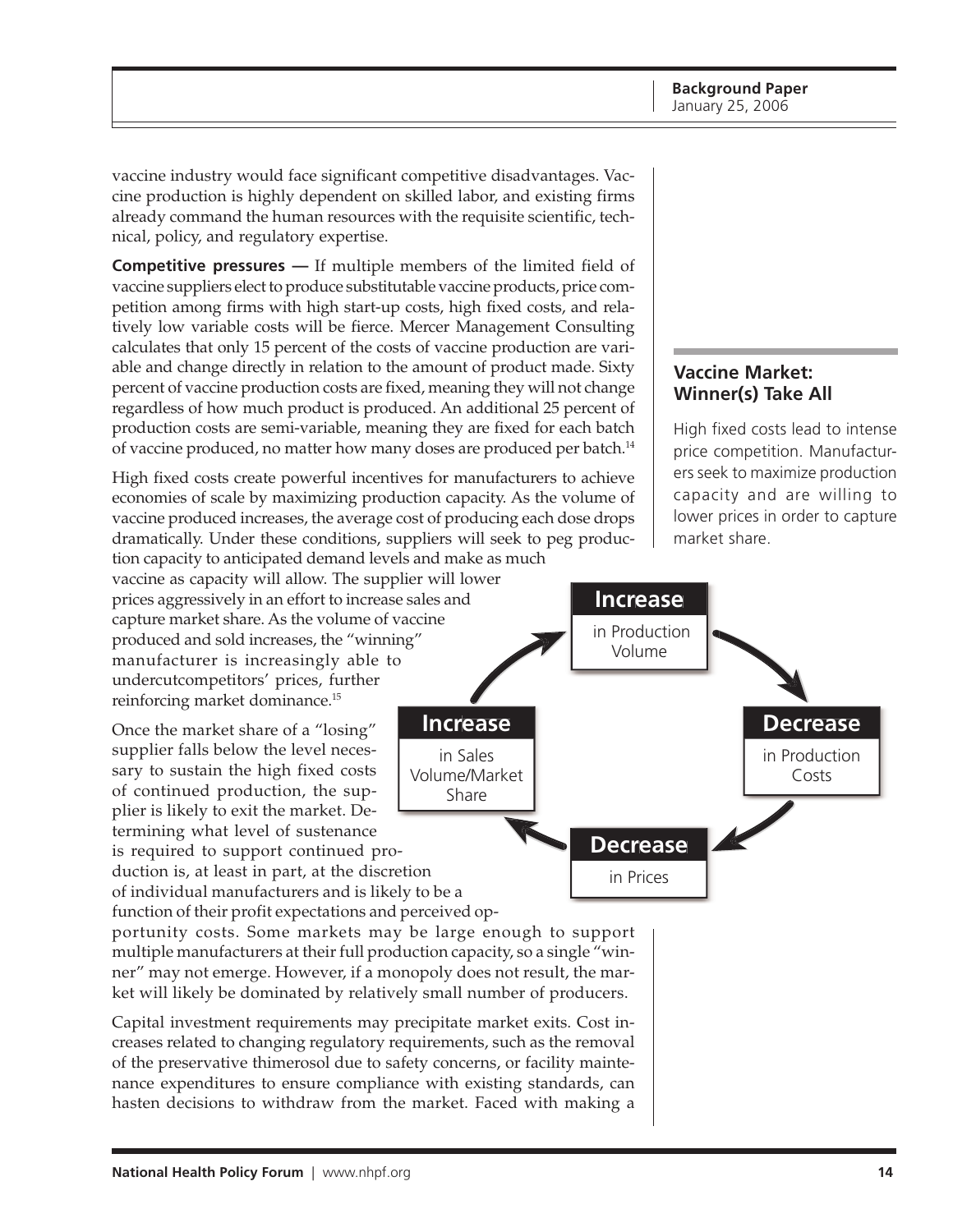vaccine industry would face significant competitive disadvantages. Vaccine production is highly dependent on skilled labor, and existing firms already command the human resources with the requisite scientific, technical, policy, and regulatory expertise.

**Competitive pressures —** If multiple members of the limited field of vaccine suppliers elect to produce substitutable vaccine products, price competition among firms with high start-up costs, high fixed costs, and relatively low variable costs will be fierce. Mercer Management Consulting calculates that only 15 percent of the costs of vaccine production are variable and change directly in relation to the amount of product made. Sixty percent of vaccine production costs are fixed, meaning they will not change regardless of how much product is produced. An additional 25 percent of production costs are semi-variable, meaning they are fixed for each batch of vaccine produced, no matter how many doses are produced per batch.[14]

High fixed costs create powerful incentives for manufacturers to achieve economies of scale by maximizing production capacity. As the volume of vaccine produced increases, the average cost of producing each dose drops dramatically. Under these conditions, suppliers will seek to peg production capacity to anticipated demand levels and make as much vaccine as capacity will allow. The supplier will lower prices aggressively in an effort to increase sales and capture market share. As the volume of vaccine produced and sold increases, the "winning" manufacturer is increasingly able to undercutcompetitors' prices, further reinforcing market dominance.[15]

### Vaccine Market: Winner(s) Take All

High fixed costs lead to intense price competition. Manufacturers seek to maximize production capacity and are willing to lower prices in order to capture market share.

**Increase** in Production Volume → **Decrease** in Production Costs → **Decrease** in Prices → **Increase** in Sales Volume/Market Share → **Increase** in Production Volume

Once the market share of a "losing" supplier falls below the level necessary to sustain the high fixed costs of continued production, the supplier is likely to exit the market. Determining what level of sustenance is required to support continued production is, at least in part, at the discretion of individual manufacturers and is likely to be a function of their profit expectations and perceived opportunity costs. Some markets may be large enough to support multiple manufacturers at their full production capacity, so a single "winner" may not emerge. However, if a monopoly does not result, the market will likely be dominated by relatively small number of producers.

Capital investment requirements may precipitate market exits. Cost increases related to changing regulatory requirements, such as the removal of the preservative thimerosol due to safety concerns, or facility maintenance expenditures to ensure compliance with existing standards, can hasten decisions to withdraw from the market. Faced with making a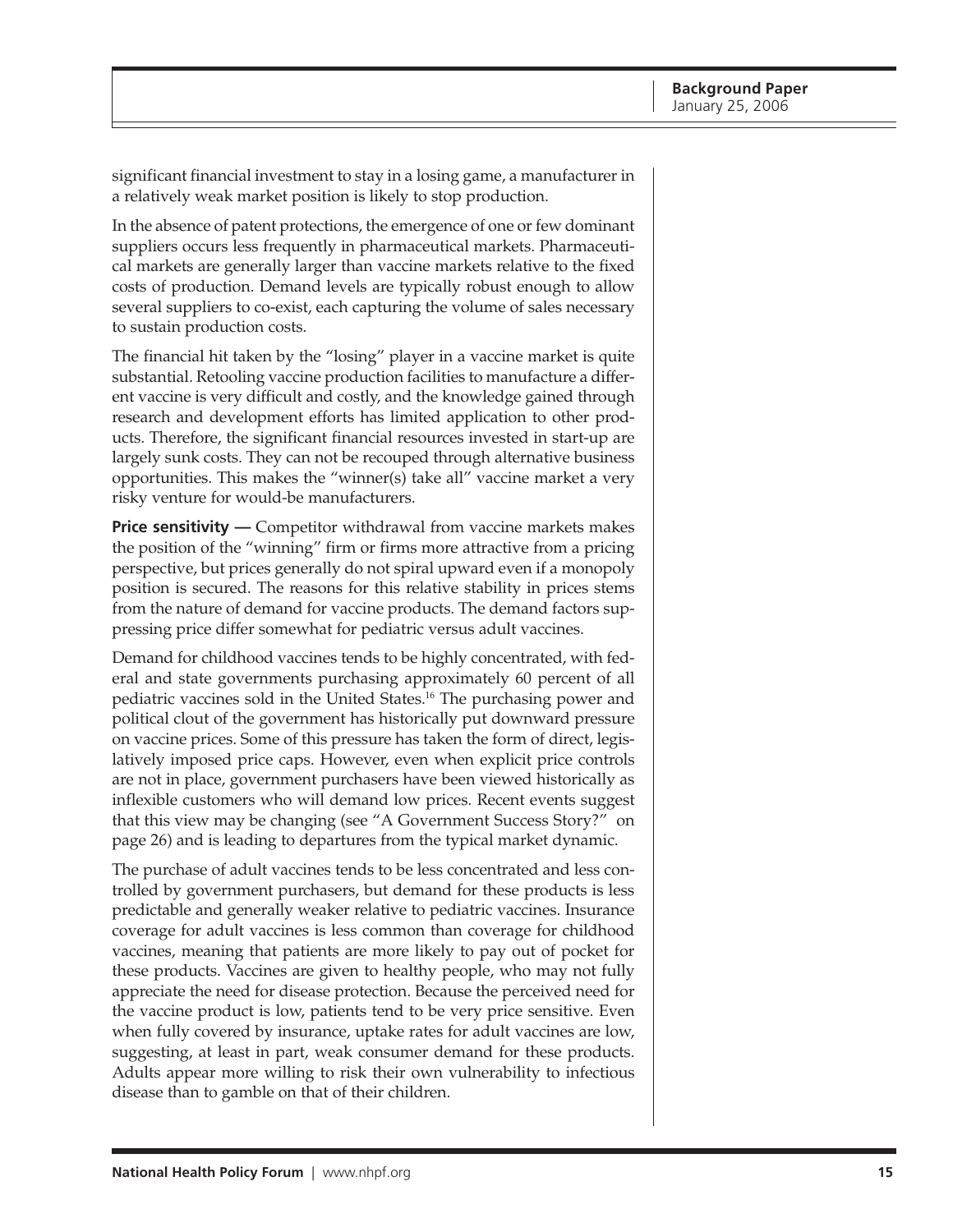significant financial investment to stay in a losing game, a manufacturer in a relatively weak market position is likely to stop production.

In the absence of patent protections, the emergence of one or few dominant suppliers occurs less frequently in pharmaceutical markets. Pharmaceutical markets are generally larger than vaccine markets relative to the fixed costs of production. Demand levels are typically robust enough to allow several suppliers to co-exist, each capturing the volume of sales necessary to sustain production costs.

The financial hit taken by the "losing" player in a vaccine market is quite substantial. Retooling vaccine production facilities to manufacture a different vaccine is very difficult and costly, and the knowledge gained through research and development efforts has limited application to other products. Therefore, the significant financial resources invested in start-up are largely sunk costs. They can not be recouped through alternative business opportunities. This makes the "winner(s) take all" vaccine market a very risky venture for would-be manufacturers.

**Price sensitivity —** Competitor withdrawal from vaccine markets makes the position of the "winning" firm or firms more attractive from a pricing perspective, but prices generally do not spiral upward even if a monopoly position is secured. The reasons for this relative stability in prices stems from the nature of demand for vaccine products. The demand factors suppressing price differ somewhat for pediatric versus adult vaccines.

Demand for childhood vaccines tends to be highly concentrated, with federal and state governments purchasing approximately 60 percent of all pediatric vaccines sold in the United States.[16] The purchasing power and political clout of the government has historically put downward pressure on vaccine prices. Some of this pressure has taken the form of direct, legislatively imposed price caps. However, even when explicit price controls are not in place, government purchasers have been viewed historically as inflexible customers who will demand low prices. Recent events suggest that this view may be changing (see "A Government Success Story?" on page 26) and is leading to departures from the typical market dynamic.

The purchase of adult vaccines tends to be less concentrated and less controlled by government purchasers, but demand for these products is less predictable and generally weaker relative to pediatric vaccines. Insurance coverage for adult vaccines is less common than coverage for childhood vaccines, meaning that patients are more likely to pay out of pocket for these products. Vaccines are given to healthy people, who may not fully appreciate the need for disease protection. Because the perceived need for the vaccine product is low, patients tend to be very price sensitive. Even when fully covered by insurance, uptake rates for adult vaccines are low, suggesting, at least in part, weak consumer demand for these products. Adults appear more willing to risk their own vulnerability to infectious disease than to gamble on that of their children.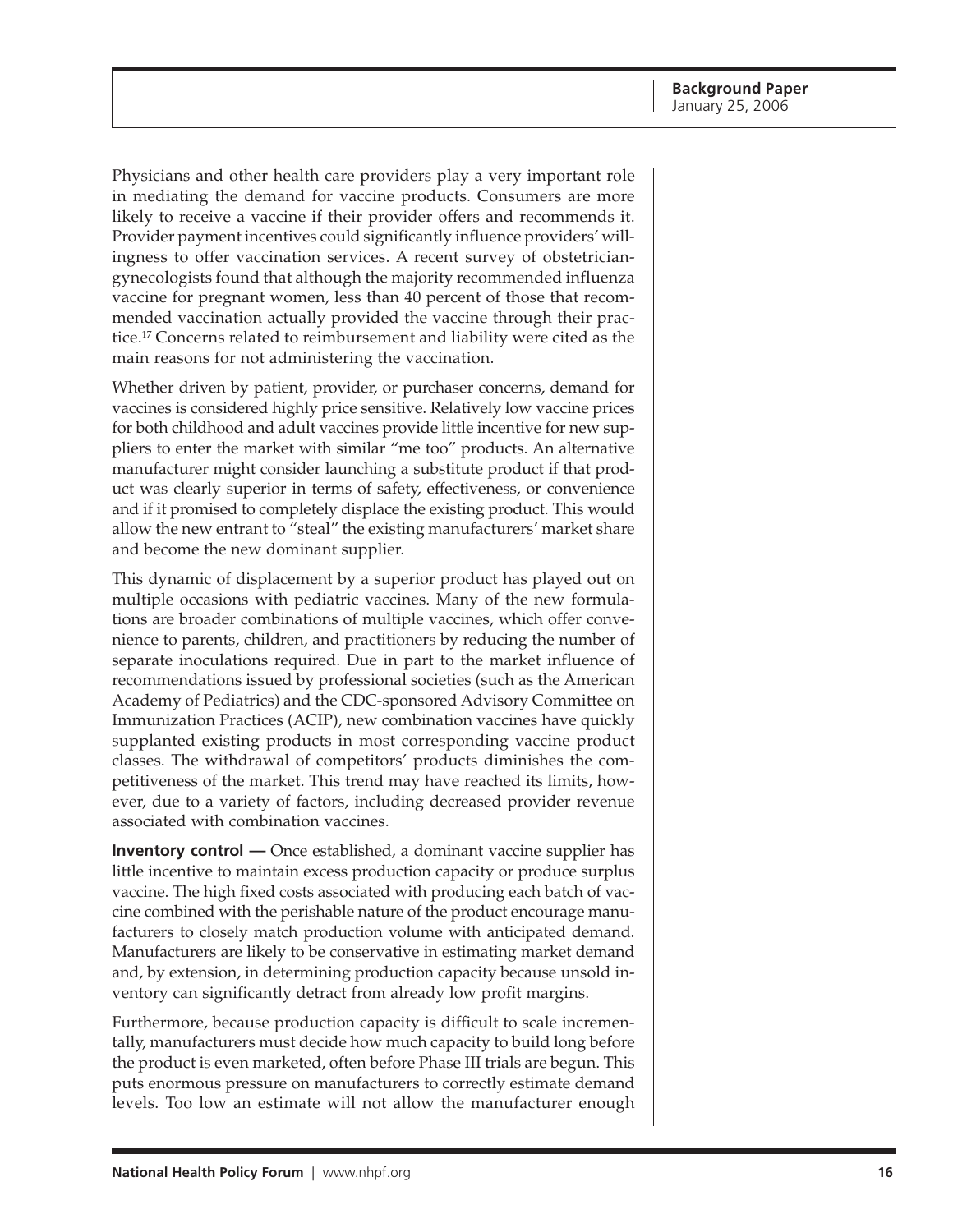Physicians and other health care providers play a very important role in mediating the demand for vaccine products. Consumers are more likely to receive a vaccine if their provider offers and recommends it. Provider payment incentives could significantly influence providers' willingness to offer vaccination services. A recent survey of obstetrician-gynecologists found that although the majority recommended influenza vaccine for pregnant women, less than 40 percent of those that recommended vaccination actually provided the vaccine through their practice.[17] Concerns related to reimbursement and liability were cited as the main reasons for not administering the vaccination.

Whether driven by patient, provider, or purchaser concerns, demand for vaccines is considered highly price sensitive. Relatively low vaccine prices for both childhood and adult vaccines provide little incentive for new suppliers to enter the market with similar "me too" products. An alternative manufacturer might consider launching a substitute product if that product was clearly superior in terms of safety, effectiveness, or convenience and if it promised to completely displace the existing product. This would allow the new entrant to "steal" the existing manufacturers' market share and become the new dominant supplier.

This dynamic of displacement by a superior product has played out on multiple occasions with pediatric vaccines. Many of the new formulations are broader combinations of multiple vaccines, which offer convenience to parents, children, and practitioners by reducing the number of separate inoculations required. Due in part to the market influence of recommendations issued by professional societies (such as the American Academy of Pediatrics) and the CDC-sponsored Advisory Committee on Immunization Practices (ACIP), new combination vaccines have quickly supplanted existing products in most corresponding vaccine product classes. The withdrawal of competitors' products diminishes the competitiveness of the market. This trend may have reached its limits, however, due to a variety of factors, including decreased provider revenue associated with combination vaccines.

**Inventory control —** Once established, a dominant vaccine supplier has little incentive to maintain excess production capacity or produce surplus vaccine. The high fixed costs associated with producing each batch of vaccine combined with the perishable nature of the product encourage manufacturers to closely match production volume with anticipated demand. Manufacturers are likely to be conservative in estimating market demand and, by extension, in determining production capacity because unsold inventory can significantly detract from already low profit margins.

Furthermore, because production capacity is difficult to scale incrementally, manufacturers must decide how much capacity to build long before the product is even marketed, often before Phase III trials are begun. This puts enormous pressure on manufacturers to correctly estimate demand levels. Too low an estimate will not allow the manufacturer enough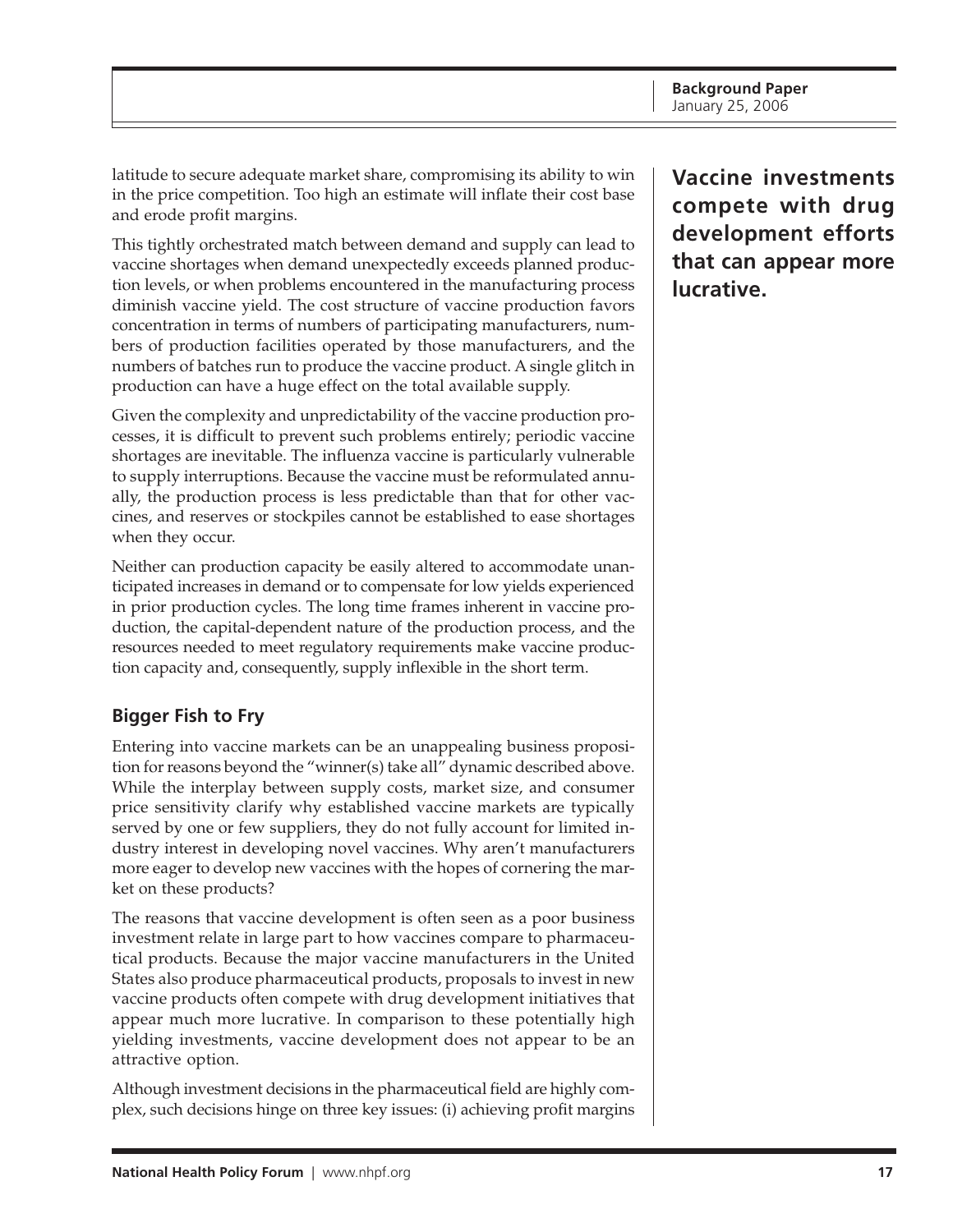latitude to secure adequate market share, compromising its ability to win in the price competition. Too high an estimate will inflate their cost base and erode profit margins.

This tightly orchestrated match between demand and supply can lead to vaccine shortages when demand unexpectedly exceeds planned production levels, or when problems encountered in the manufacturing process diminish vaccine yield. The cost structure of vaccine production favors concentration in terms of numbers of participating manufacturers, numbers of production facilities operated by those manufacturers, and the numbers of batches run to produce the vaccine product. A single glitch in production can have a huge effect on the total available supply.

Given the complexity and unpredictability of the vaccine production processes, it is difficult to prevent such problems entirely; periodic vaccine shortages are inevitable. The influenza vaccine is particularly vulnerable to supply interruptions. Because the vaccine must be reformulated annually, the production process is less predictable than that for other vaccines, and reserves or stockpiles cannot be established to ease shortages when they occur.

Neither can production capacity be easily altered to accommodate unanticipated increases in demand or to compensate for low yields experienced in prior production cycles. The long time frames inherent in vaccine production, the capital-dependent nature of the production process, and the resources needed to meet regulatory requirements make vaccine production capacity and, consequently, supply inflexible in the short term.

## Bigger Fish to Fry

Entering into vaccine markets can be an unappealing business proposition for reasons beyond the "winner(s) take all" dynamic described above. While the interplay between supply costs, market size, and consumer price sensitivity clarify why established vaccine markets are typically served by one or few suppliers, they do not fully account for limited industry interest in developing novel vaccines. Why aren't manufacturers more eager to develop new vaccines with the hopes of cornering the market on these products?

**Vaccine investments compete with drug development efforts that can appear more lucrative.**

The reasons that vaccine development is often seen as a poor business investment relate in large part to how vaccines compare to pharmaceutical products. Because the major vaccine manufacturers in the United States also produce pharmaceutical products, proposals to invest in new vaccine products often compete with drug development initiatives that appear much more lucrative. In comparison to these potentially high yielding investments, vaccine development does not appear to be an attractive option.

Although investment decisions in the pharmaceutical field are highly complex, such decisions hinge on three key issues: (i) achieving profit margins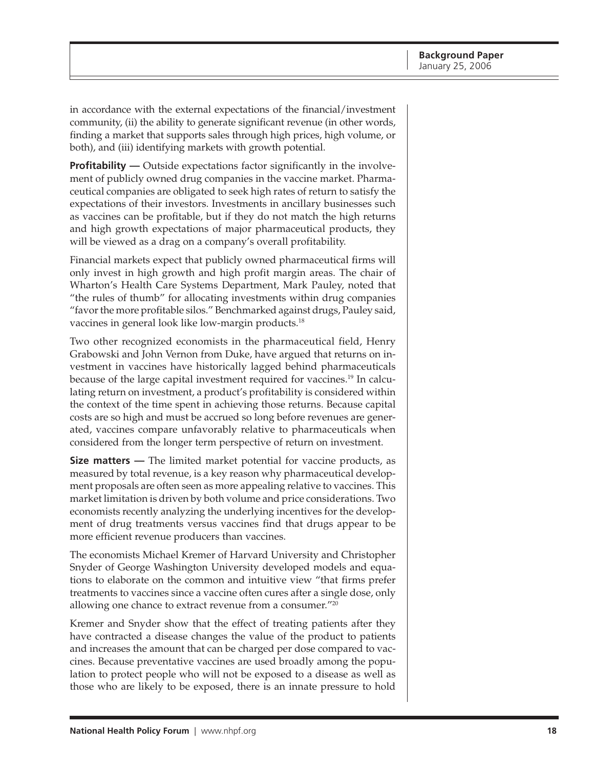in accordance with the external expectations of the financial/investment community, (ii) the ability to generate significant revenue (in other words, finding a market that supports sales through high prices, high volume, or both), and (iii) identifying markets with growth potential.

**Profitability —** Outside expectations factor significantly in the involvement of publicly owned drug companies in the vaccine market. Pharmaceutical companies are obligated to seek high rates of return to satisfy the expectations of their investors. Investments in ancillary businesses such as vaccines can be profitable, but if they do not match the high returns and high growth expectations of major pharmaceutical products, they will be viewed as a drag on a company's overall profitability.

Financial markets expect that publicly owned pharmaceutical firms will only invest in high growth and high profit margin areas. The chair of Wharton's Health Care Systems Department, Mark Pauley, noted that "the rules of thumb" for allocating investments within drug companies "favor the more profitable silos." Benchmarked against drugs, Pauley said, vaccines in general look like low-margin products.[18]

Two other recognized economists in the pharmaceutical field, Henry Grabowski and John Vernon from Duke, have argued that returns on investment in vaccines have historically lagged behind pharmaceuticals because of the large capital investment required for vaccines.[19] In calculating return on investment, a product's profitability is considered within the context of the time spent in achieving those returns. Because capital costs are so high and must be accrued so long before revenues are generated, vaccines compare unfavorably relative to pharmaceuticals when considered from the longer term perspective of return on investment.

**Size matters —** The limited market potential for vaccine products, as measured by total revenue, is a key reason why pharmaceutical development proposals are often seen as more appealing relative to vaccines. This market limitation is driven by both volume and price considerations. Two economists recently analyzing the underlying incentives for the development of drug treatments versus vaccines find that drugs appear to be more efficient revenue producers than vaccines.

The economists Michael Kremer of Harvard University and Christopher Snyder of George Washington University developed models and equations to elaborate on the common and intuitive view "that firms prefer treatments to vaccines since a vaccine often cures after a single dose, only allowing one chance to extract revenue from a consumer."[20]

Kremer and Snyder show that the effect of treating patients after they have contracted a disease changes the value of the product to patients and increases the amount that can be charged per dose compared to vaccines. Because preventative vaccines are used broadly among the population to protect people who will not be exposed to a disease as well as those who are likely to be exposed, there is an innate pressure to hold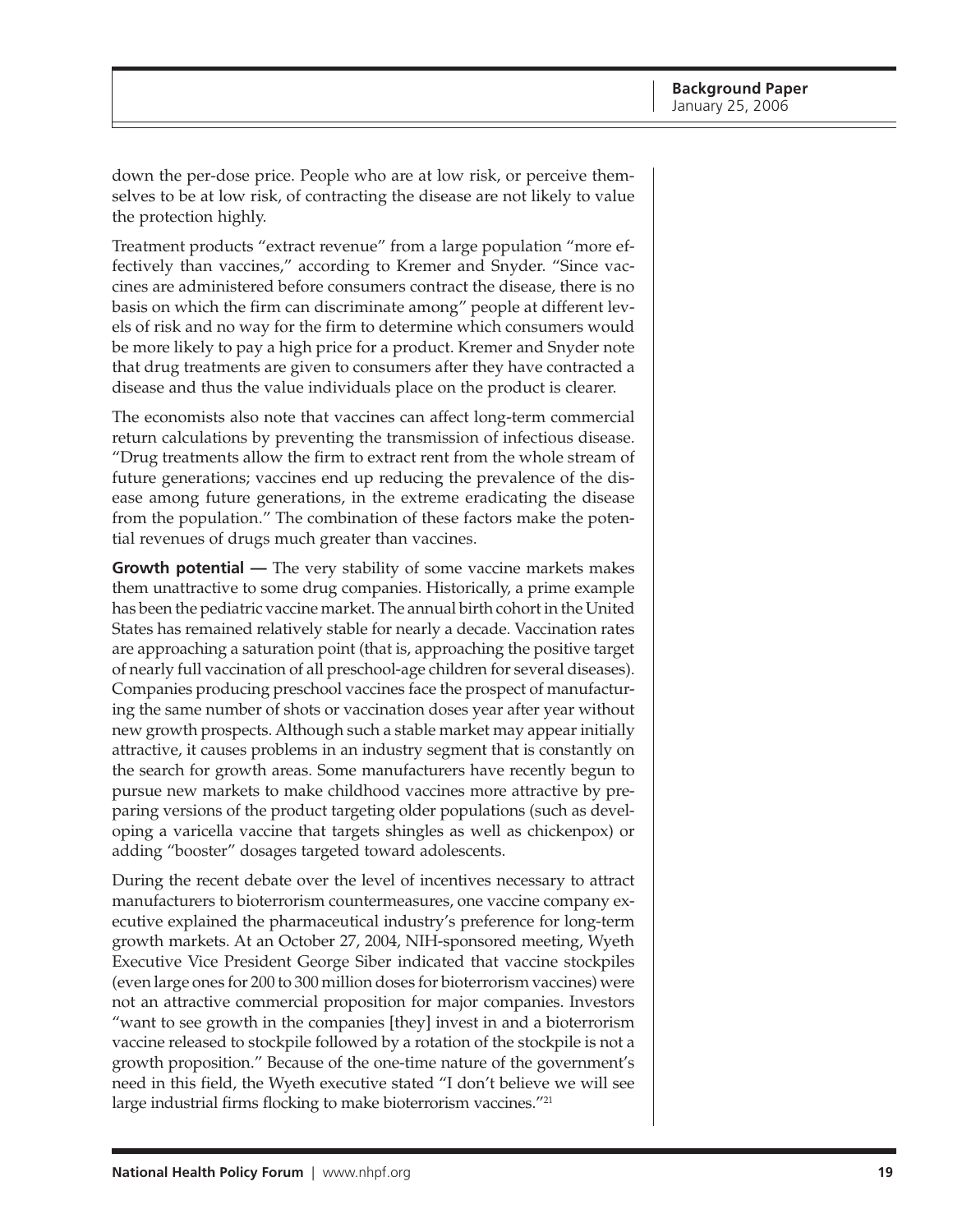down the per-dose price. People who are at low risk, or perceive themselves to be at low risk, of contracting the disease are not likely to value the protection highly.

Treatment products "extract revenue" from a large population "more effectively than vaccines," according to Kremer and Snyder. "Since vaccines are administered before consumers contract the disease, there is no basis on which the firm can discriminate among" people at different levels of risk and no way for the firm to determine which consumers would be more likely to pay a high price for a product. Kremer and Snyder note that drug treatments are given to consumers after they have contracted a disease and thus the value individuals place on the product is clearer.

The economists also note that vaccines can affect long-term commercial return calculations by preventing the transmission of infectious disease. "Drug treatments allow the firm to extract rent from the whole stream of future generations; vaccines end up reducing the prevalence of the disease among future generations, in the extreme eradicating the disease from the population." The combination of these factors make the potential revenues of drugs much greater than vaccines.

**Growth potential —** The very stability of some vaccine markets makes them unattractive to some drug companies. Historically, a prime example has been the pediatric vaccine market. The annual birth cohort in the United States has remained relatively stable for nearly a decade. Vaccination rates are approaching a saturation point (that is, approaching the positive target of nearly full vaccination of all preschool-age children for several diseases). Companies producing preschool vaccines face the prospect of manufacturing the same number of shots or vaccination doses year after year without new growth prospects. Although such a stable market may appear initially attractive, it causes problems in an industry segment that is constantly on the search for growth areas. Some manufacturers have recently begun to pursue new markets to make childhood vaccines more attractive by preparing versions of the product targeting older populations (such as developing a varicella vaccine that targets shingles as well as chickenpox) or adding "booster" dosages targeted toward adolescents.

During the recent debate over the level of incentives necessary to attract manufacturers to bioterrorism countermeasures, one vaccine company executive explained the pharmaceutical industry's preference for long-term growth markets. At an October 27, 2004, NIH-sponsored meeting, Wyeth Executive Vice President George Siber indicated that vaccine stockpiles (even large ones for 200 to 300 million doses for bioterrorism vaccines) were not an attractive commercial proposition for major companies. Investors "want to see growth in the companies [they] invest in and a bioterrorism vaccine released to stockpile followed by a rotation of the stockpile is not a growth proposition." Because of the one-time nature of the government's need in this field, the Wyeth executive stated "I don't believe we will see large industrial firms flocking to make bioterrorism vaccines."[21]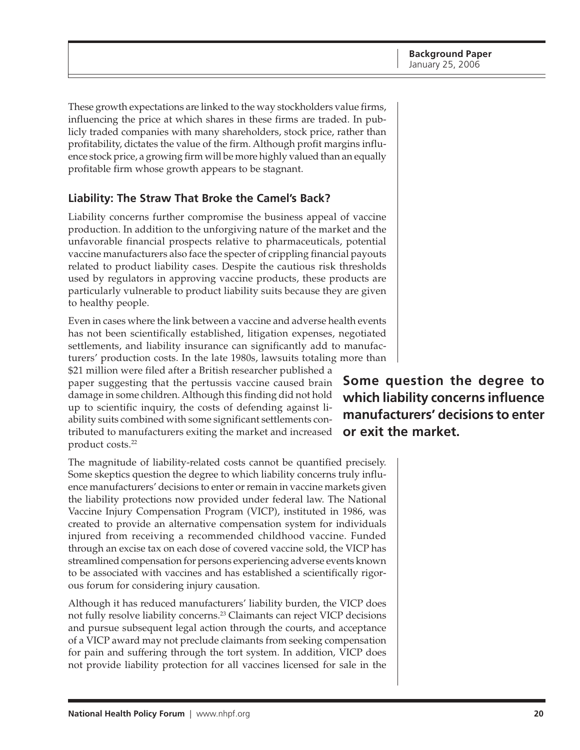These growth expectations are linked to the way stockholders value firms, influencing the price at which shares in these firms are traded. In publicly traded companies with many shareholders, stock price, rather than profitability, dictates the value of the firm. Although profit margins influence stock price, a growing firm will be more highly valued than an equally profitable firm whose growth appears to be stagnant.

## Liability: The Straw That Broke the Camel's Back?

Liability concerns further compromise the business appeal of vaccine production. In addition to the unforgiving nature of the market and the unfavorable financial prospects relative to pharmaceuticals, potential vaccine manufacturers also face the specter of crippling financial payouts related to product liability cases. Despite the cautious risk thresholds used by regulators in approving vaccine products, these products are particularly vulnerable to product liability suits because they are given to healthy people.

Even in cases where the link between a vaccine and adverse health events has not been scientifically established, litigation expenses, negotiated settlements, and liability insurance can significantly add to manufacturers' production costs. In the late 1980s, lawsuits totaling more than $21 million were filed after a British researcher published a paper suggesting that the pertussis vaccine caused brain damage in some children. Although this finding did not hold up to scientific inquiry, the costs of defending against liability suits combined with some significant settlements contributed to manufacturers exiting the market and increased product costs.[22]

**Some question the degree to which liability concerns influence manufacturers' decisions to enter or exit the market.**

The magnitude of liability-related costs cannot be quantified precisely. Some skeptics question the degree to which liability concerns truly influence manufacturers' decisions to enter or remain in vaccine markets given the liability protections now provided under federal law. The National Vaccine Injury Compensation Program (VICP), instituted in 1986, was created to provide an alternative compensation system for individuals injured from receiving a recommended childhood vaccine. Funded through an excise tax on each dose of covered vaccine sold, the VICP has streamlined compensation for persons experiencing adverse events known to be associated with vaccines and has established a scientifically rigorous forum for considering injury causation.

Although it has reduced manufacturers' liability burden, the VICP does not fully resolve liability concerns.[23] Claimants can reject VICP decisions and pursue subsequent legal action through the courts, and acceptance of a VICP award may not preclude claimants from seeking compensation for pain and suffering through the tort system. In addition, VICP does not provide liability protection for all vaccines licensed for sale in the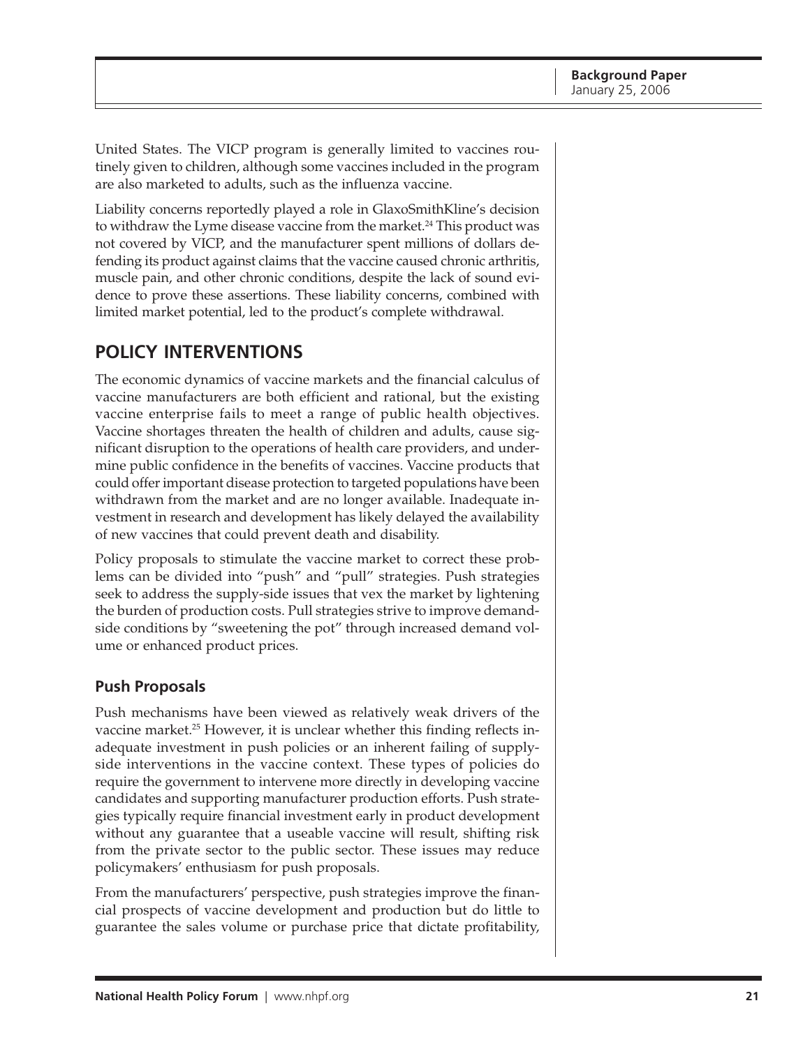United States. The VICP program is generally limited to vaccines routinely given to children, although some vaccines included in the program are also marketed to adults, such as the influenza vaccine.

Liability concerns reportedly played a role in GlaxoSmithKline's decision to withdraw the Lyme disease vaccine from the market.[24] This product was not covered by VICP, and the manufacturer spent millions of dollars defending its product against claims that the vaccine caused chronic arthritis, muscle pain, and other chronic conditions, despite the lack of sound evidence to prove these assertions. These liability concerns, combined with limited market potential, led to the product's complete withdrawal.

## POLICY INTERVENTIONS

The economic dynamics of vaccine markets and the financial calculus of vaccine manufacturers are both efficient and rational, but the existing vaccine enterprise fails to meet a range of public health objectives. Vaccine shortages threaten the health of children and adults, cause significant disruption to the operations of health care providers, and undermine public confidence in the benefits of vaccines. Vaccine products that could offer important disease protection to targeted populations have been withdrawn from the market and are no longer available. Inadequate investment in research and development has likely delayed the availability of new vaccines that could prevent death and disability.

Policy proposals to stimulate the vaccine market to correct these problems can be divided into "push" and "pull" strategies. Push strategies seek to address the supply-side issues that vex the market by lightening the burden of production costs. Pull strategies strive to improve demand-side conditions by "sweetening the pot" through increased demand volume or enhanced product prices.

### Push Proposals

Push mechanisms have been viewed as relatively weak drivers of the vaccine market.[25] However, it is unclear whether this finding reflects inadequate investment in push policies or an inherent failing of supply-side interventions in the vaccine context. These types of policies do require the government to intervene more directly in developing vaccine candidates and supporting manufacturer production efforts. Push strategies typically require financial investment early in product development without any guarantee that a useable vaccine will result, shifting risk from the private sector to the public sector. These issues may reduce policymakers' enthusiasm for push proposals.

From the manufacturers' perspective, push strategies improve the financial prospects of vaccine development and production but do little to guarantee the sales volume or purchase price that dictate profitability,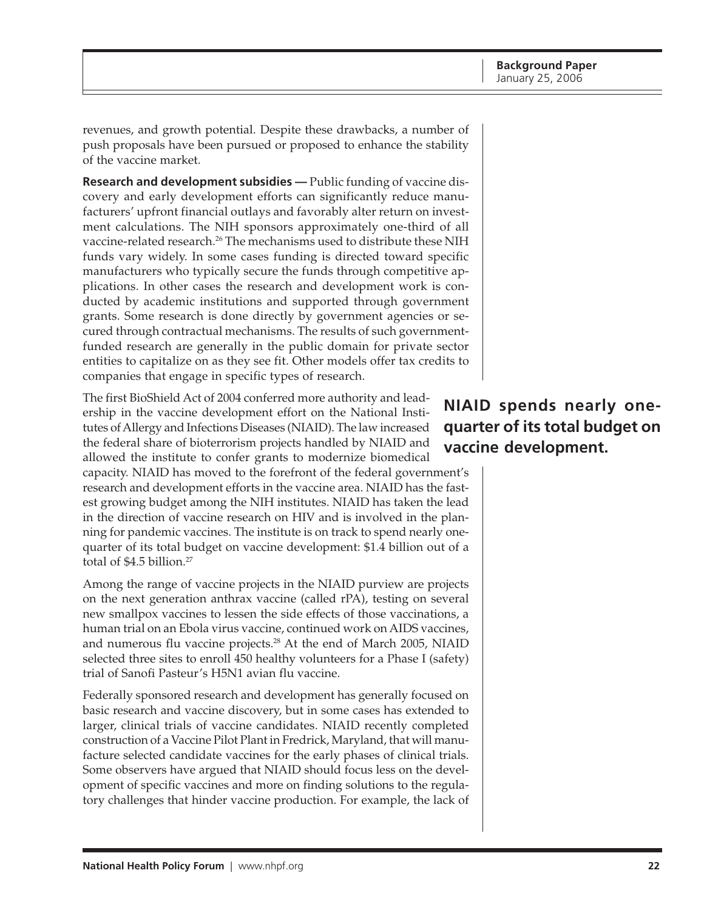revenues, and growth potential. Despite these drawbacks, a number of push proposals have been pursued or proposed to enhance the stability of the vaccine market.

**Research and development subsidies —** Public funding of vaccine discovery and early development efforts can significantly reduce manufacturers' upfront financial outlays and favorably alter return on investment calculations. The NIH sponsors approximately one-third of all vaccine-related research.[26] The mechanisms used to distribute these NIH funds vary widely. In some cases funding is directed toward specific manufacturers who typically secure the funds through competitive applications. In other cases the research and development work is conducted by academic institutions and supported through government grants. Some research is done directly by government agencies or secured through contractual mechanisms. The results of such government-funded research are generally in the public domain for private sector entities to capitalize on as they see fit. Other models offer tax credits to companies that engage in specific types of research.

**NIAID spends nearly one-quarter of its total budget on vaccine development.**

The first BioShield Act of 2004 conferred more authority and leadership in the vaccine development effort on the National Institutes of Allergy and Infections Diseases (NIAID). The law increased the federal share of bioterrorism projects handled by NIAID and allowed the institute to confer grants to modernize biomedical capacity. NIAID has moved to the forefront of the federal government's research and development efforts in the vaccine area. NIAID has the fastest growing budget among the NIH institutes. NIAID has taken the lead in the direction of vaccine research on HIV and is involved in the planning for pandemic vaccines. The institute is on track to spend nearly one-quarter of its total budget on vaccine development: $1.4 billion out of a total of $4.5 billion.[27]

Among the range of vaccine projects in the NIAID purview are projects on the next generation anthrax vaccine (called rPA), testing on several new smallpox vaccines to lessen the side effects of those vaccinations, a human trial on an Ebola virus vaccine, continued work on AIDS vaccines, and numerous flu vaccine projects.[28] At the end of March 2005, NIAID selected three sites to enroll 450 healthy volunteers for a Phase I (safety) trial of Sanofi Pasteur's H5N1 avian flu vaccine.

Federally sponsored research and development has generally focused on basic research and vaccine discovery, but in some cases has extended to larger, clinical trials of vaccine candidates. NIAID recently completed construction of a Vaccine Pilot Plant in Fredrick, Maryland, that will manufacture selected candidate vaccines for the early phases of clinical trials. Some observers have argued that NIAID should focus less on the development of specific vaccines and more on finding solutions to the regulatory challenges that hinder vaccine production. For example, the lack of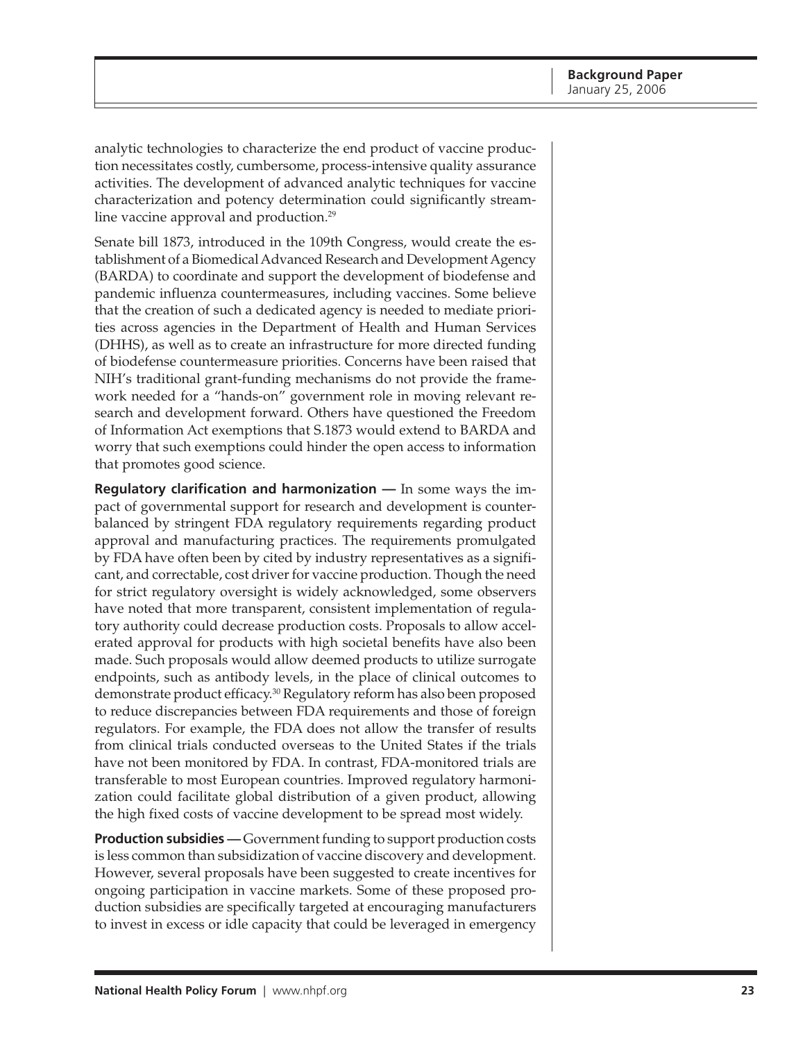analytic technologies to characterize the end product of vaccine production necessitates costly, cumbersome, process-intensive quality assurance activities. The development of advanced analytic techniques for vaccine characterization and potency determination could significantly streamline vaccine approval and production.[29]

Senate bill 1873, introduced in the 109th Congress, would create the establishment of a Biomedical Advanced Research and Development Agency (BARDA) to coordinate and support the development of biodefense and pandemic influenza countermeasures, including vaccines. Some believe that the creation of such a dedicated agency is needed to mediate priorities across agencies in the Department of Health and Human Services (DHHS), as well as to create an infrastructure for more directed funding of biodefense countermeasure priorities. Concerns have been raised that NIH's traditional grant-funding mechanisms do not provide the framework needed for a "hands-on" government role in moving relevant research and development forward. Others have questioned the Freedom of Information Act exemptions that S.1873 would extend to BARDA and worry that such exemptions could hinder the open access to information that promotes good science.

**Regulatory clarification and harmonization —** In some ways the impact of governmental support for research and development is counterbalanced by stringent FDA regulatory requirements regarding product approval and manufacturing practices. The requirements promulgated by FDA have often been by cited by industry representatives as a significant, and correctable, cost driver for vaccine production. Though the need for strict regulatory oversight is widely acknowledged, some observers have noted that more transparent, consistent implementation of regulatory authority could decrease production costs. Proposals to allow accelerated approval for products with high societal benefits have also been made. Such proposals would allow deemed products to utilize surrogate endpoints, such as antibody levels, in the place of clinical outcomes to demonstrate product efficacy.[30] Regulatory reform has also been proposed to reduce discrepancies between FDA requirements and those of foreign regulators. For example, the FDA does not allow the transfer of results from clinical trials conducted overseas to the United States if the trials have not been monitored by FDA. In contrast, FDA-monitored trials are transferable to most European countries. Improved regulatory harmonization could facilitate global distribution of a given product, allowing the high fixed costs of vaccine development to be spread most widely.

**Production subsidies —** Government funding to support production costs is less common than subsidization of vaccine discovery and development. However, several proposals have been suggested to create incentives for ongoing participation in vaccine markets. Some of these proposed production subsidies are specifically targeted at encouraging manufacturers to invest in excess or idle capacity that could be leveraged in emergency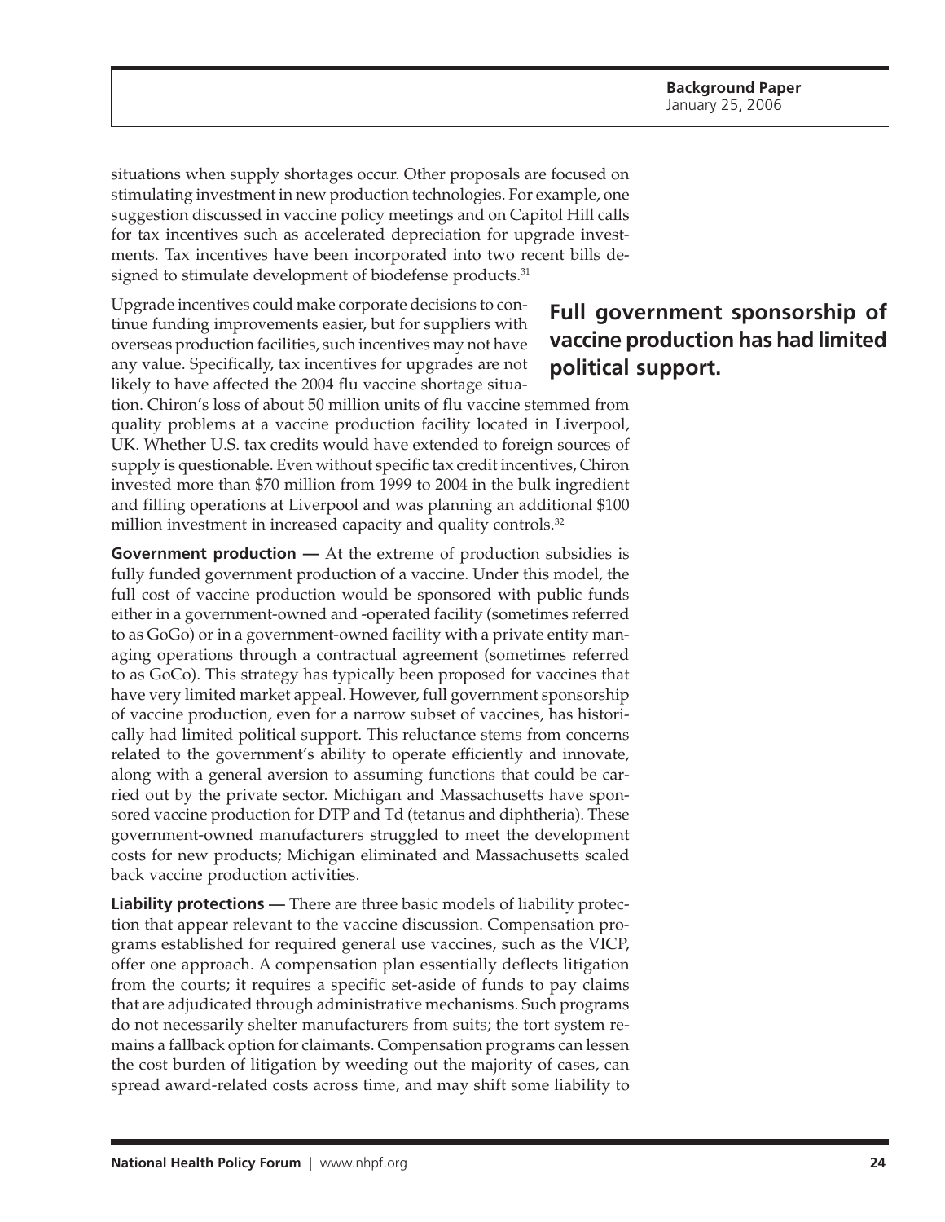situations when supply shortages occur. Other proposals are focused on stimulating investment in new production technologies. For example, one suggestion discussed in vaccine policy meetings and on Capitol Hill calls for tax incentives such as accelerated depreciation for upgrade investments. Tax incentives have been incorporated into two recent bills designed to stimulate development of biodefense products.[31]

Upgrade incentives could make corporate decisions to continue funding improvements easier, but for suppliers with overseas production facilities, such incentives may not have any value. Specifically, tax incentives for upgrades are not likely to have affected the 2004 flu vaccine shortage situation. Chiron's loss of about 50 million units of flu vaccine stemmed from quality problems at a vaccine production facility located in Liverpool, UK. Whether U.S. tax credits would have extended to foreign sources of supply is questionable. Even without specific tax credit incentives, Chiron invested more than $70 million from 1999 to 2004 in the bulk ingredient and filling operations at Liverpool and was planning an additional $100 million investment in increased capacity and quality controls.[32]

**Full government sponsorship of vaccine production has had limited political support.**

**Government production —** At the extreme of production subsidies is fully funded government production of a vaccine. Under this model, the full cost of vaccine production would be sponsored with public funds either in a government-owned and -operated facility (sometimes referred to as GoGo) or in a government-owned facility with a private entity managing operations through a contractual agreement (sometimes referred to as GoCo). This strategy has typically been proposed for vaccines that have very limited market appeal. However, full government sponsorship of vaccine production, even for a narrow subset of vaccines, has historically had limited political support. This reluctance stems from concerns related to the government's ability to operate efficiently and innovate, along with a general aversion to assuming functions that could be carried out by the private sector. Michigan and Massachusetts have sponsored vaccine production for DTP and Td (tetanus and diphtheria). These government-owned manufacturers struggled to meet the development costs for new products; Michigan eliminated and Massachusetts scaled back vaccine production activities.

**Liability protections —** There are three basic models of liability protection that appear relevant to the vaccine discussion. Compensation programs established for required general use vaccines, such as the VICP, offer one approach. A compensation plan essentially deflects litigation from the courts; it requires a specific set-aside of funds to pay claims that are adjudicated through administrative mechanisms. Such programs do not necessarily shelter manufacturers from suits; the tort system remains a fallback option for claimants. Compensation programs can lessen the cost burden of litigation by weeding out the majority of cases, can spread award-related costs across time, and may shift some liability to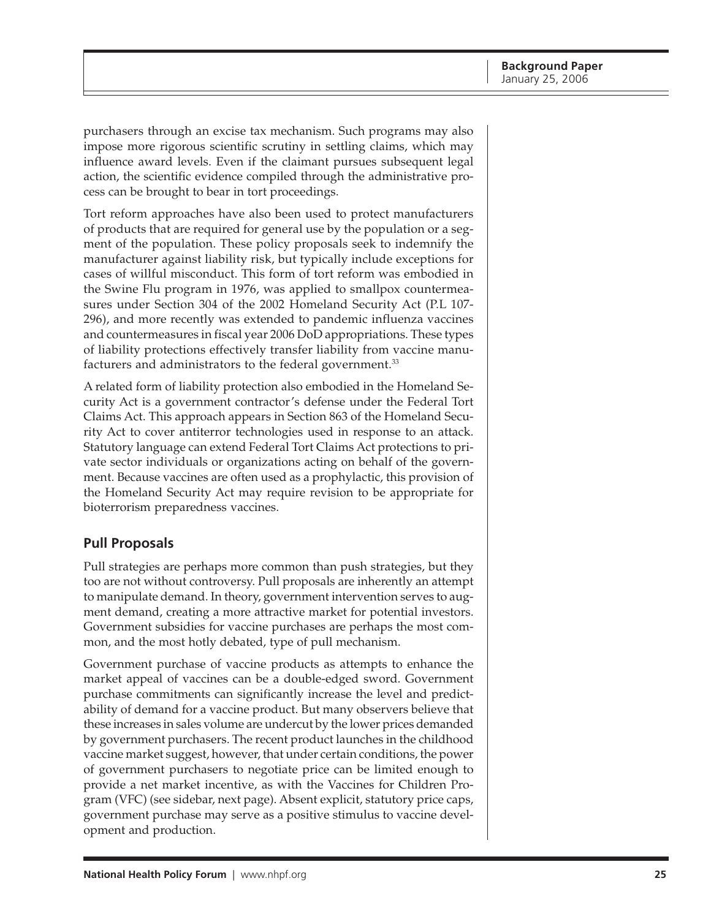purchasers through an excise tax mechanism. Such programs may also impose more rigorous scientific scrutiny in settling claims, which may influence award levels. Even if the claimant pursues subsequent legal action, the scientific evidence compiled through the administrative process can be brought to bear in tort proceedings.

Tort reform approaches have also been used to protect manufacturers of products that are required for general use by the population or a segment of the population. These policy proposals seek to indemnify the manufacturer against liability risk, but typically include exceptions for cases of willful misconduct. This form of tort reform was embodied in the Swine Flu program in 1976, was applied to smallpox countermeasures under Section 304 of the 2002 Homeland Security Act (P.L 107-296), and more recently was extended to pandemic influenza vaccines and countermeasures in fiscal year 2006 DoD appropriations. These types of liability protections effectively transfer liability from vaccine manufacturers and administrators to the federal government.[33]

A related form of liability protection also embodied in the Homeland Security Act is a government contractor's defense under the Federal Tort Claims Act. This approach appears in Section 863 of the Homeland Security Act to cover antiterror technologies used in response to an attack. Statutory language can extend Federal Tort Claims Act protections to private sector individuals or organizations acting on behalf of the government. Because vaccines are often used as a prophylactic, this provision of the Homeland Security Act may require revision to be appropriate for bioterrorism preparedness vaccines.

## Pull Proposals

Pull strategies are perhaps more common than push strategies, but they too are not without controversy. Pull proposals are inherently an attempt to manipulate demand. In theory, government intervention serves to augment demand, creating a more attractive market for potential investors. Government subsidies for vaccine purchases are perhaps the most common, and the most hotly debated, type of pull mechanism.

Government purchase of vaccine products as attempts to enhance the market appeal of vaccines can be a double-edged sword. Government purchase commitments can significantly increase the level and predictability of demand for a vaccine product. But many observers believe that these increases in sales volume are undercut by the lower prices demanded by government purchasers. The recent product launches in the childhood vaccine market suggest, however, that under certain conditions, the power of government purchasers to negotiate price can be limited enough to provide a net market incentive, as with the Vaccines for Children Program (VFC) (see sidebar, next page). Absent explicit, statutory price caps, government purchase may serve as a positive stimulus to vaccine development and production.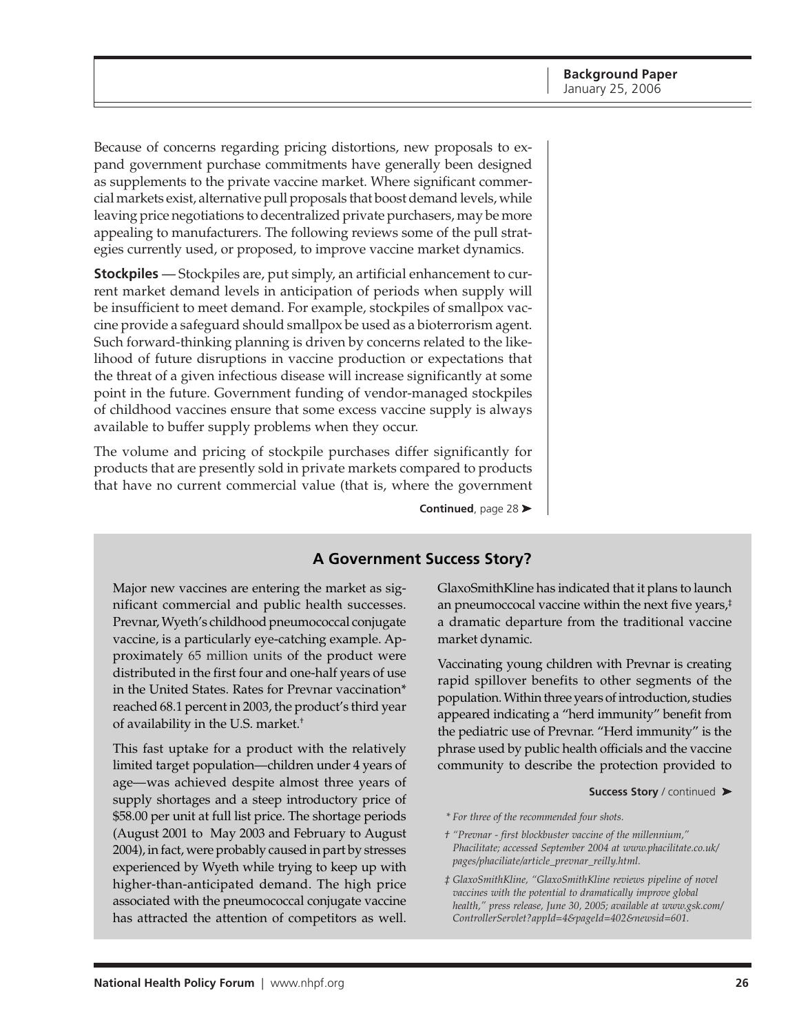Because of concerns regarding pricing distortions, new proposals to expand government purchase commitments have generally been designed as supplements to the private vaccine market. Where significant commercial markets exist, alternative pull proposals that boost demand levels, while leaving price negotiations to decentralized private purchasers, may be more appealing to manufacturers. The following reviews some of the pull strategies currently used, or proposed, to improve vaccine market dynamics.

**Stockpiles** — Stockpiles are, put simply, an artificial enhancement to current market demand levels in anticipation of periods when supply will be insufficient to meet demand. For example, stockpiles of smallpox vaccine provide a safeguard should smallpox be used as a bioterrorism agent. Such forward-thinking planning is driven by concerns related to the likelihood of future disruptions in vaccine production or expectations that the threat of a given infectious disease will increase significantly at some point in the future. Government funding of vendor-managed stockpiles of childhood vaccines ensure that some excess vaccine supply is always available to buffer supply problems when they occur.

The volume and pricing of stockpile purchases differ significantly for products that are presently sold in private markets compared to products that have no current commercial value (that is, where the government

**Continued**, page 28 ➤

## A Government Success Story?

Major new vaccines are entering the market as significant commercial and public health successes. Prevnar, Wyeth's childhood pneumococcal conjugate vaccine, is a particularly eye-catching example. Approximately 65 million units of the product were distributed in the first four and one-half years of use in the United States. Rates for Prevnar vaccination* reached 68.1 percent in 2003, the product's third year of availability in the U.S. market.†

This fast uptake for a product with the relatively limited target population—children under 4 years of age—was achieved despite almost three years of supply shortages and a steep introductory price of $58.00 per unit at full list price. The shortage periods (August 2001 to May 2003 and February to August 2004), in fact, were probably caused in part by stresses experienced by Wyeth while trying to keep up with higher-than-anticipated demand. The high price associated with the pneumococcal conjugate vaccine has attracted the attention of competitors as well. GlaxoSmithKline has indicated that it plans to launch an pneumoccocal vaccine within the next five years,‡ a dramatic departure from the traditional vaccine market dynamic.

Vaccinating young children with Prevnar is creating rapid spillover benefits to other segments of the population. Within three years of introduction, studies appeared indicating a "herd immunity" benefit from the pediatric use of Prevnar. "Herd immunity" is the phrase used by public health officials and the vaccine community to describe the protection provided to

**Success Story** / continued ➤

*\* For three of the recommended four shots.*

*† "Prevnar - first blockbuster vaccine of the millennium," Phacilitate; accessed September 2004 at www.phacilitate.co.uk/pages/phacilitate/article_prevnar_reilly.html.*

*‡ GlaxoSmithKline, "GlaxoSmithKline reviews pipeline of novel vaccines with the potential to dramatically improve global health," press release, June 30, 2005; available at www.gsk.com/ControllerServlet?appId=4&pageId=402&newsid=601.*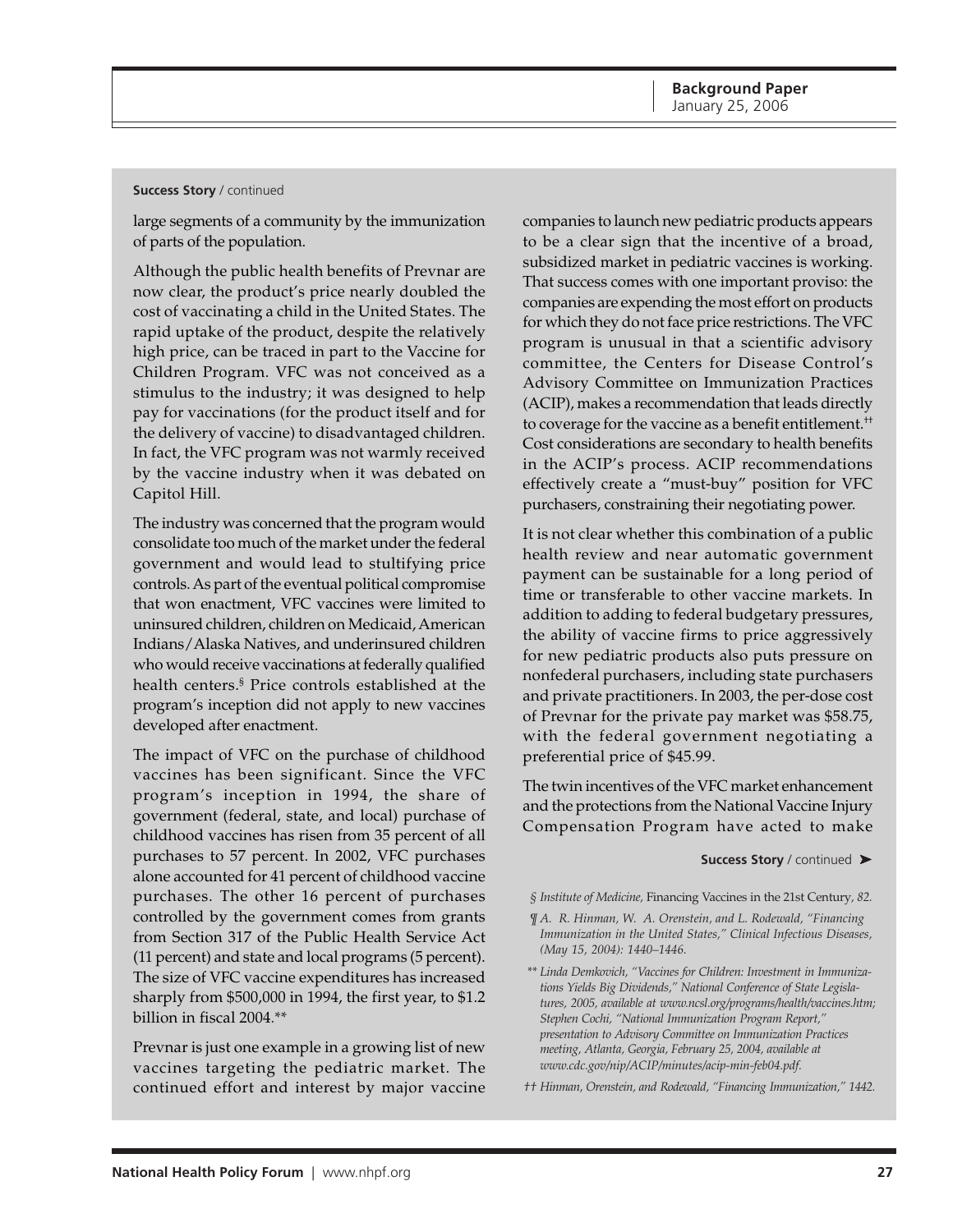**Success Story** / continued

large segments of a community by the immunization of parts of the population.

Although the public health benefits of Prevnar are now clear, the product's price nearly doubled the cost of vaccinating a child in the United States. The rapid uptake of the product, despite the relatively high price, can be traced in part to the Vaccine for Children Program. VFC was not conceived as a stimulus to the industry; it was designed to help pay for vaccinations (for the product itself and for the delivery of vaccine) to disadvantaged children. In fact, the VFC program was not warmly received by the vaccine industry when it was debated on Capitol Hill.

The industry was concerned that the program would consolidate too much of the market under the federal government and would lead to stultifying price controls. As part of the eventual political compromise that won enactment, VFC vaccines were limited to uninsured children, children on Medicaid, American Indians/Alaska Natives, and underinsured children who would receive vaccinations at federally qualified health centers.[§] Price controls established at the program's inception did not apply to new vaccines developed after enactment.

The impact of VFC on the purchase of childhood vaccines has been significant. Since the VFC program's inception in 1994, the share of government (federal, state, and local) purchase of childhood vaccines has risen from 35 percent of all purchases to 57 percent. In 2002, VFC purchases alone accounted for 41 percent of childhood vaccine purchases. The other 16 percent of purchases controlled by the government comes from grants from Section 317 of the Public Health Service Act (11 percent) and state and local programs (5 percent). The size of VFC vaccine expenditures has increased sharply from $500,000 in 1994, the first year, to $1.2 billion in fiscal 2004.[**]

Prevnar is just one example in a growing list of new vaccines targeting the pediatric market. The continued effort and interest by major vaccine companies to launch new pediatric products appears to be a clear sign that the incentive of a broad, subsidized market in pediatric vaccines is working. That success comes with one important proviso: the companies are expending the most effort on products for which they do not face price restrictions. The VFC program is unusual in that a scientific advisory committee, the Centers for Disease Control's Advisory Committee on Immunization Practices (ACIP), makes a recommendation that leads directly to coverage for the vaccine as a benefit entitlement.[††] Cost considerations are secondary to health benefits in the ACIP's process. ACIP recommendations effectively create a "must-buy" position for VFC purchasers, constraining their negotiating power.

It is not clear whether this combination of a public health review and near automatic government payment can be sustainable for a long period of time or transferable to other vaccine markets. In addition to adding to federal budgetary pressures, the ability of vaccine firms to price aggressively for new pediatric products also puts pressure on nonfederal purchasers, including state purchasers and private practitioners. In 2003, the per-dose cost of Prevnar for the private pay market was $58.75, with the federal government negotiating a preferential price of $45.99.

The twin incentives of the VFC market enhancement and the protections from the National Vaccine Injury Compensation Program have acted to make

**Success Story** / continued ➤

*§ Institute of Medicine,* Financing Vaccines in the 21st Century*, 82.*

*¶ A. R. Hinman, W. A. Orenstein, and L. Rodewald, "Financing Immunization in the United States," Clinical Infectious Diseases, (May 15, 2004): 1440–1446.*

*\*\* Linda Demkovich, "Vaccines for Children: Investment in Immunizations Yields Big Dividends," National Conference of State Legislatures, 2005, available at www.ncsl.org/programs/health/vaccines.htm; Stephen Cochi, "National Immunization Program Report," presentation to Advisory Committee on Immunization Practices meeting, Atlanta, Georgia, February 25, 2004, available at www.cdc.gov/nip/ACIP/minutes/acip-min-feb04.pdf.*

*†† Hinman, Orenstein, and Rodewald, "Financing Immunization," 1442.*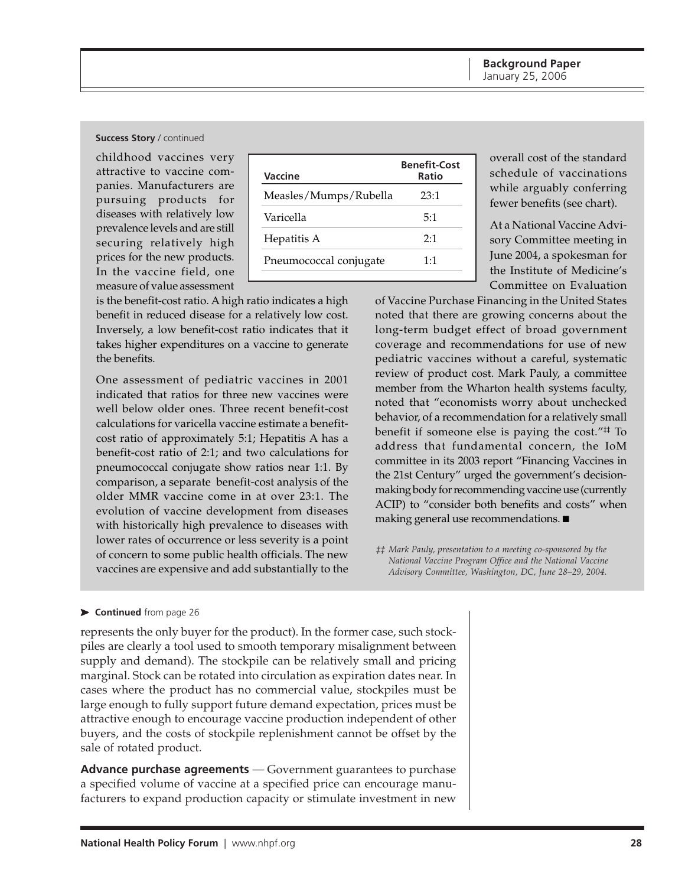**Success Story** / continued

childhood vaccines very attractive to vaccine companies. Manufacturers are pursuing products for diseases with relatively low prevalence levels and are still securing relatively high prices for the new products. In the vaccine field, one measure of value assessment is the benefit-cost ratio. A high ratio indicates a high benefit in reduced disease for a relatively low cost. Inversely, a low benefit-cost ratio indicates that it takes higher expenditures on a vaccine to generate the benefits.

| Vaccine | Benefit-Cost Ratio |
|---|---|
| Measles/Mumps/Rubella | 23:1 |
| Varicella | 5:1 |
| Hepatitis A | 2:1 |
| Pneumococcal conjugate | 1:1 |

One assessment of pediatric vaccines in 2001 indicated that ratios for three new vaccines were well below older ones. Three recent benefit-cost calculations for varicella vaccine estimate a benefit-cost ratio of approximately 5:1; Hepatitis A has a benefit-cost ratio of 2:1; and two calculations for pneumococcal conjugate show ratios near 1:1. By comparison, a separate benefit-cost analysis of the older MMR vaccine come in at over 23:1. The evolution of vaccine development from diseases with historically high prevalence to diseases with lower rates of occurrence or less severity is a point of concern to some public health officials. The new vaccines are expensive and add substantially to the overall cost of the standard schedule of vaccinations while arguably conferring fewer benefits (see chart).

At a National Vaccine Advisory Committee meeting in June 2004, a spokesman for the Institute of Medicine's Committee on Evaluation of Vaccine Purchase Financing in the United States noted that there are growing concerns about the long-term budget effect of broad government coverage and recommendations for use of new pediatric vaccines without a careful, systematic review of product cost. Mark Pauly, a committee member from the Wharton health systems faculty, noted that "economists worry about unchecked behavior, of a recommendation for a relatively small benefit if someone else is paying the cost."[‡‡] To address that fundamental concern, the IoM committee in its 2003 report "Financing Vaccines in the 21st Century" urged the government's decision-making body for recommending vaccine use (currently ACIP) to "consider both benefits and costs" when making general use recommendations. ■

‡‡ *Mark Pauly, presentation to a meeting co-sponsored by the National Vaccine Program Office and the National Vaccine Advisory Committee, Washington, DC, June 28–29, 2004.*

➤ **Continued** from page 26

represents the only buyer for the product). In the former case, such stockpiles are clearly a tool used to smooth temporary misalignment between supply and demand). The stockpile can be relatively small and pricing marginal. Stock can be rotated into circulation as expiration dates near. In cases where the product has no commercial value, stockpiles must be large enough to fully support future demand expectation, prices must be attractive enough to encourage vaccine production independent of other buyers, and the costs of stockpile replenishment cannot be offset by the sale of rotated product.

**Advance purchase agreements** — Government guarantees to purchase a specified volume of vaccine at a specified price can encourage manufacturers to expand production capacity or stimulate investment in new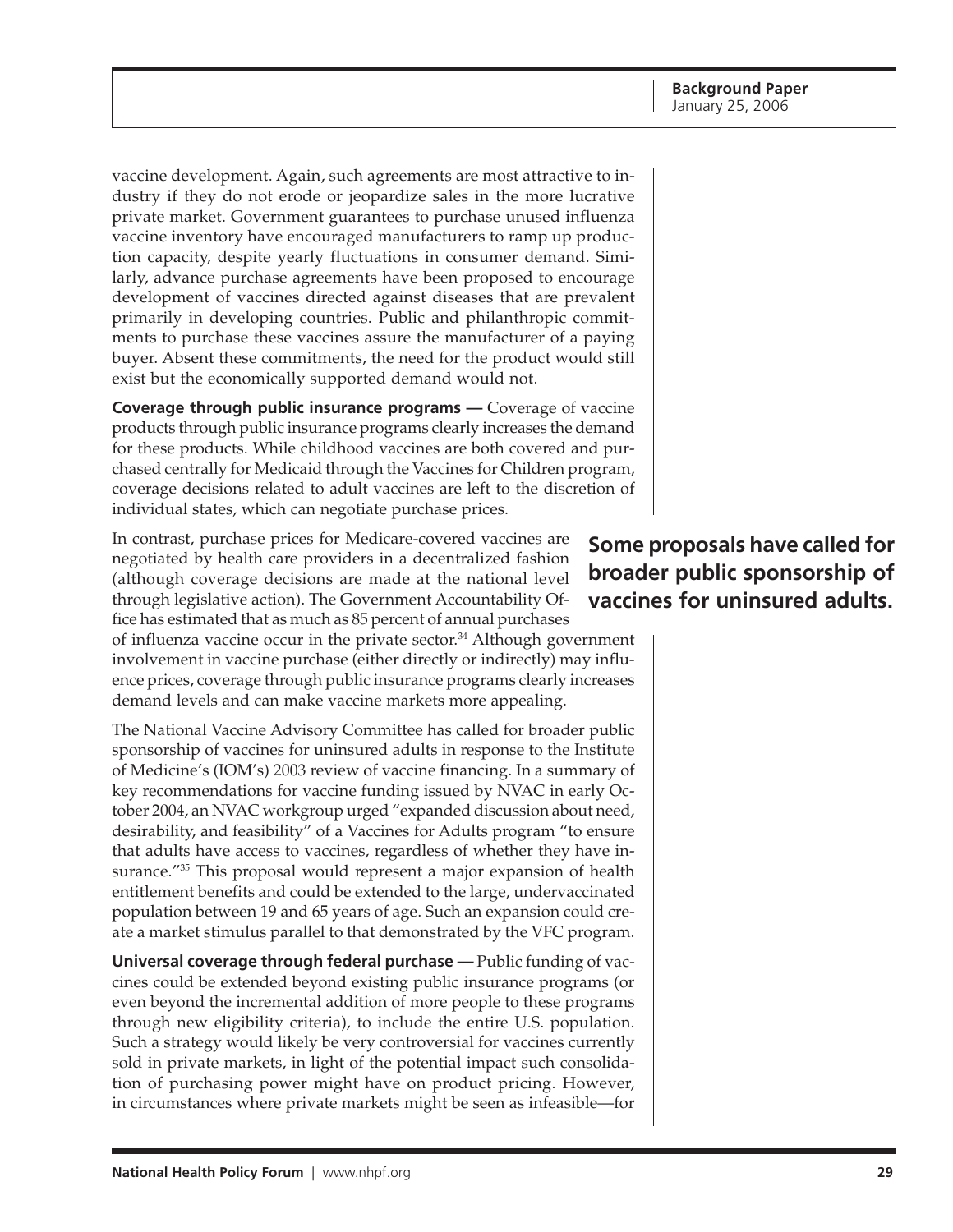vaccine development. Again, such agreements are most attractive to industry if they do not erode or jeopardize sales in the more lucrative private market. Government guarantees to purchase unused influenza vaccine inventory have encouraged manufacturers to ramp up production capacity, despite yearly fluctuations in consumer demand. Similarly, advance purchase agreements have been proposed to encourage development of vaccines directed against diseases that are prevalent primarily in developing countries. Public and philanthropic commitments to purchase these vaccines assure the manufacturer of a paying buyer. Absent these commitments, the need for the product would still exist but the economically supported demand would not.

**Coverage through public insurance programs —** Coverage of vaccine products through public insurance programs clearly increases the demand for these products. While childhood vaccines are both covered and purchased centrally for Medicaid through the Vaccines for Children program, coverage decisions related to adult vaccines are left to the discretion of individual states, which can negotiate purchase prices.

In contrast, purchase prices for Medicare-covered vaccines are negotiated by health care providers in a decentralized fashion (although coverage decisions are made at the national level through legislative action). The Government Accountability Office has estimated that as much as 85 percent of annual purchases of influenza vaccine occur in the private sector.[34] Although government involvement in vaccine purchase (either directly or indirectly) may influence prices, coverage through public insurance programs clearly increases demand levels and can make vaccine markets more appealing.

**Some proposals have called for broader public sponsorship of vaccines for uninsured adults.**

The National Vaccine Advisory Committee has called for broader public sponsorship of vaccines for uninsured adults in response to the Institute of Medicine's (IOM's) 2003 review of vaccine financing. In a summary of key recommendations for vaccine funding issued by NVAC in early October 2004, an NVAC workgroup urged "expanded discussion about need, desirability, and feasibility" of a Vaccines for Adults program "to ensure that adults have access to vaccines, regardless of whether they have insurance."[35] This proposal would represent a major expansion of health entitlement benefits and could be extended to the large, undervaccinated population between 19 and 65 years of age. Such an expansion could create a market stimulus parallel to that demonstrated by the VFC program.

**Universal coverage through federal purchase —** Public funding of vaccines could be extended beyond existing public insurance programs (or even beyond the incremental addition of more people to these programs through new eligibility criteria), to include the entire U.S. population. Such a strategy would likely be very controversial for vaccines currently sold in private markets, in light of the potential impact such consolidation of purchasing power might have on product pricing. However, in circumstances where private markets might be seen as infeasible—for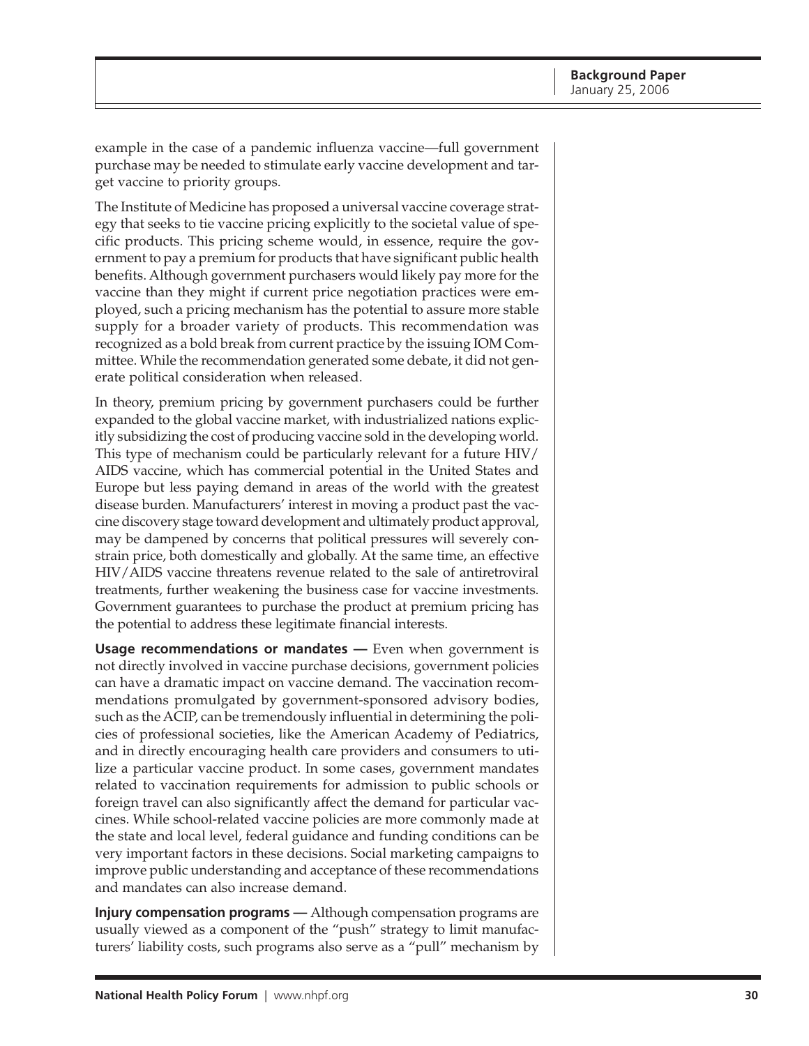example in the case of a pandemic influenza vaccine—full government purchase may be needed to stimulate early vaccine development and target vaccine to priority groups.

The Institute of Medicine has proposed a universal vaccine coverage strategy that seeks to tie vaccine pricing explicitly to the societal value of specific products. This pricing scheme would, in essence, require the government to pay a premium for products that have significant public health benefits. Although government purchasers would likely pay more for the vaccine than they might if current price negotiation practices were employed, such a pricing mechanism has the potential to assure more stable supply for a broader variety of products. This recommendation was recognized as a bold break from current practice by the issuing IOM Committee. While the recommendation generated some debate, it did not generate political consideration when released.

In theory, premium pricing by government purchasers could be further expanded to the global vaccine market, with industrialized nations explicitly subsidizing the cost of producing vaccine sold in the developing world. This type of mechanism could be particularly relevant for a future HIV/AIDS vaccine, which has commercial potential in the United States and Europe but less paying demand in areas of the world with the greatest disease burden. Manufacturers' interest in moving a product past the vaccine discovery stage toward development and ultimately product approval, may be dampened by concerns that political pressures will severely constrain price, both domestically and globally. At the same time, an effective HIV/AIDS vaccine threatens revenue related to the sale of antiretroviral treatments, further weakening the business case for vaccine investments. Government guarantees to purchase the product at premium pricing has the potential to address these legitimate financial interests.

**Usage recommendations or mandates —** Even when government is not directly involved in vaccine purchase decisions, government policies can have a dramatic impact on vaccine demand. The vaccination recommendations promulgated by government-sponsored advisory bodies, such as the ACIP, can be tremendously influential in determining the policies of professional societies, like the American Academy of Pediatrics, and in directly encouraging health care providers and consumers to utilize a particular vaccine product. In some cases, government mandates related to vaccination requirements for admission to public schools or foreign travel can also significantly affect the demand for particular vaccines. While school-related vaccine policies are more commonly made at the state and local level, federal guidance and funding conditions can be very important factors in these decisions. Social marketing campaigns to improve public understanding and acceptance of these recommendations and mandates can also increase demand.

**Injury compensation programs —** Although compensation programs are usually viewed as a component of the "push" strategy to limit manufacturers' liability costs, such programs also serve as a "pull" mechanism by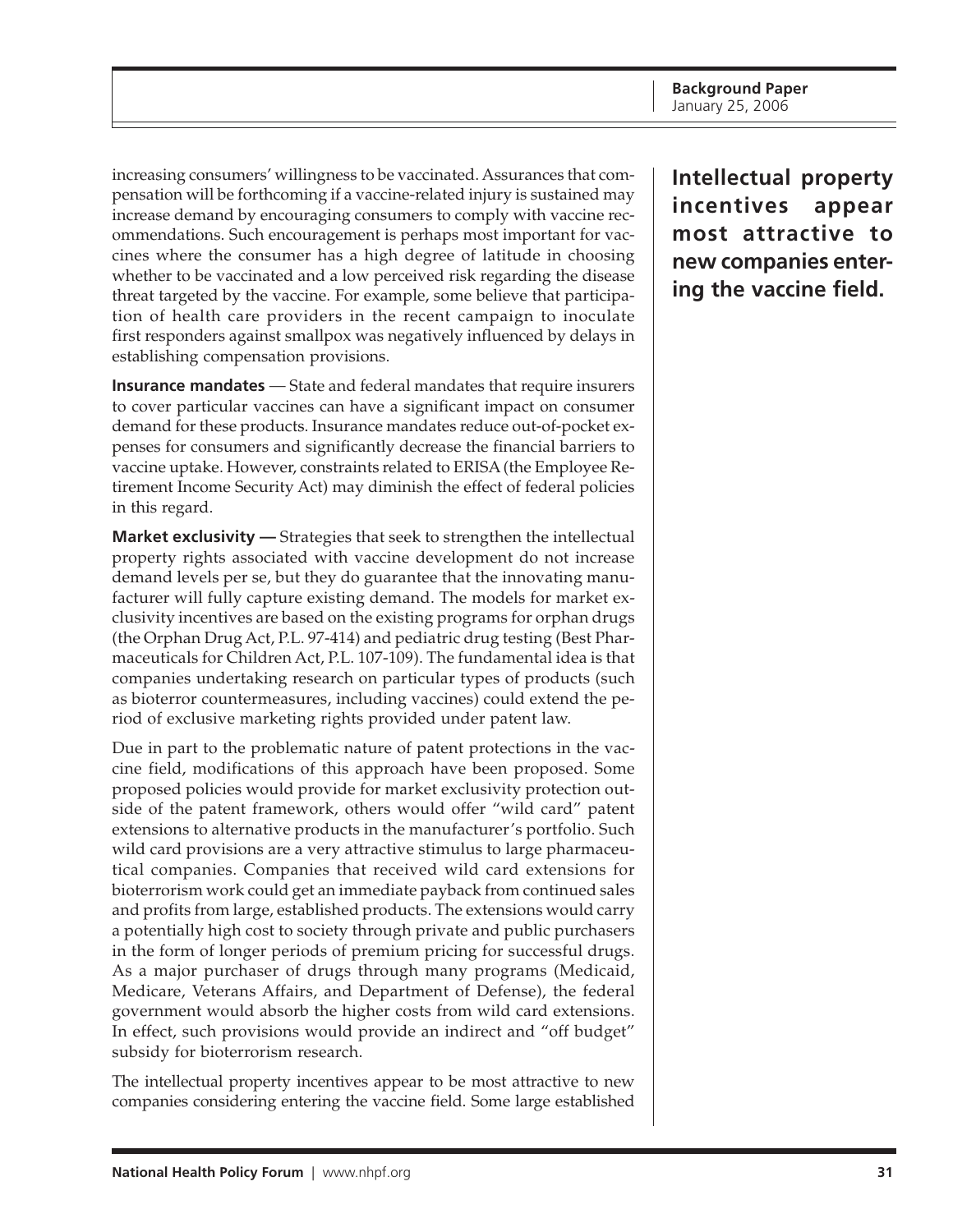increasing consumers' willingness to be vaccinated. Assurances that compensation will be forthcoming if a vaccine-related injury is sustained may increase demand by encouraging consumers to comply with vaccine recommendations. Such encouragement is perhaps most important for vaccines where the consumer has a high degree of latitude in choosing whether to be vaccinated and a low perceived risk regarding the disease threat targeted by the vaccine. For example, some believe that participation of health care providers in the recent campaign to inoculate first responders against smallpox was negatively influenced by delays in establishing compensation provisions.

**Intellectual property incentives appear most attractive to new companies entering the vaccine field.**

**Insurance mandates** — State and federal mandates that require insurers to cover particular vaccines can have a significant impact on consumer demand for these products. Insurance mandates reduce out-of-pocket expenses for consumers and significantly decrease the financial barriers to vaccine uptake. However, constraints related to ERISA (the Employee Retirement Income Security Act) may diminish the effect of federal policies in this regard.

**Market exclusivity —** Strategies that seek to strengthen the intellectual property rights associated with vaccine development do not increase demand levels per se, but they do guarantee that the innovating manufacturer will fully capture existing demand. The models for market exclusivity incentives are based on the existing programs for orphan drugs (the Orphan Drug Act, P.L. 97-414) and pediatric drug testing (Best Pharmaceuticals for Children Act, P.L. 107-109). The fundamental idea is that companies undertaking research on particular types of products (such as bioterror countermeasures, including vaccines) could extend the period of exclusive marketing rights provided under patent law.

Due in part to the problematic nature of patent protections in the vaccine field, modifications of this approach have been proposed. Some proposed policies would provide for market exclusivity protection outside of the patent framework, others would offer "wild card" patent extensions to alternative products in the manufacturer's portfolio. Such wild card provisions are a very attractive stimulus to large pharmaceutical companies. Companies that received wild card extensions for bioterrorism work could get an immediate payback from continued sales and profits from large, established products. The extensions would carry a potentially high cost to society through private and public purchasers in the form of longer periods of premium pricing for successful drugs. As a major purchaser of drugs through many programs (Medicaid, Medicare, Veterans Affairs, and Department of Defense), the federal government would absorb the higher costs from wild card extensions. In effect, such provisions would provide an indirect and "off budget" subsidy for bioterrorism research.

The intellectual property incentives appear to be most attractive to new companies considering entering the vaccine field. Some large established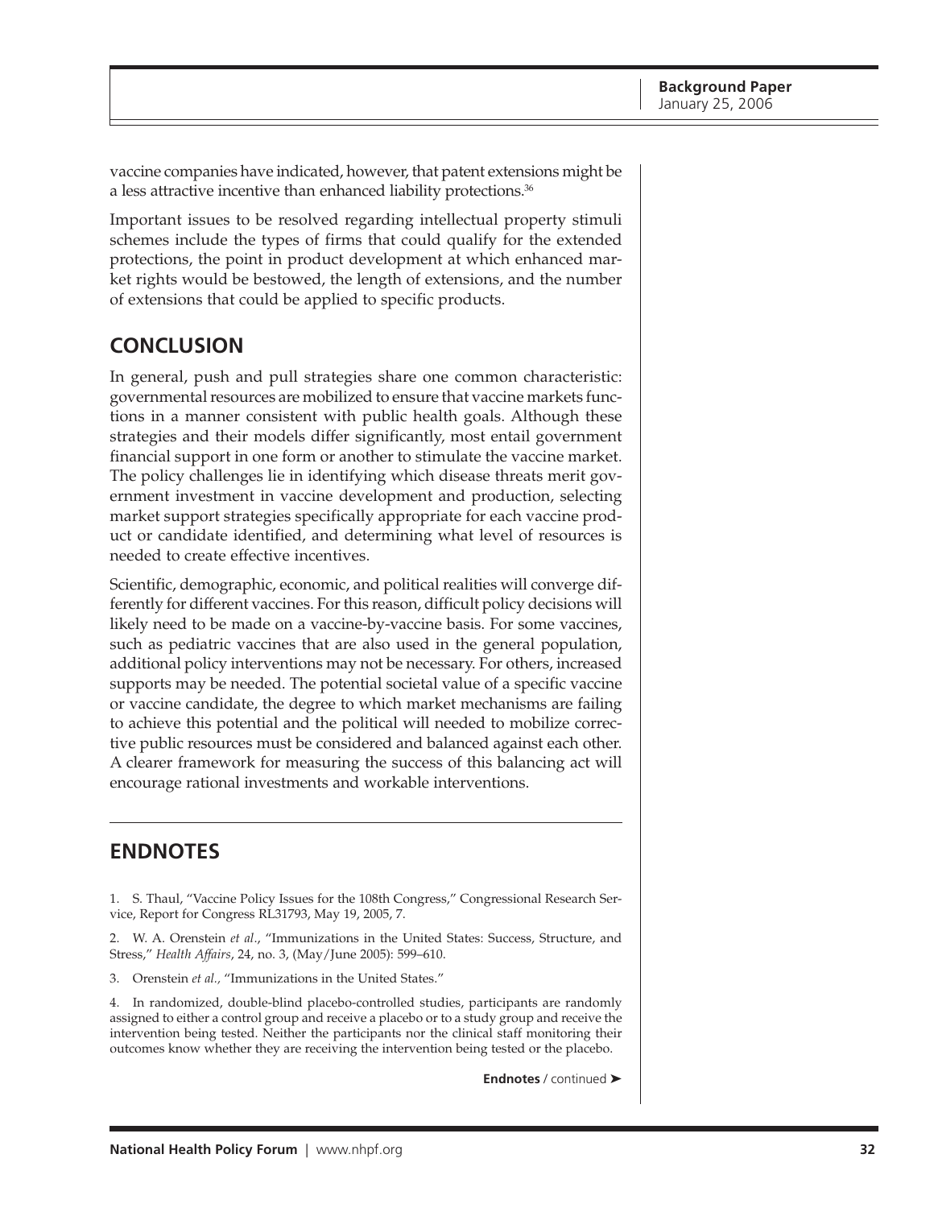vaccine companies have indicated, however, that patent extensions might be a less attractive incentive than enhanced liability protections.[36]

Important issues to be resolved regarding intellectual property stimuli schemes include the types of firms that could qualify for the extended protections, the point in product development at which enhanced market rights would be bestowed, the length of extensions, and the number of extensions that could be applied to specific products.

## CONCLUSION

In general, push and pull strategies share one common characteristic: governmental resources are mobilized to ensure that vaccine markets functions in a manner consistent with public health goals. Although these strategies and their models differ significantly, most entail government financial support in one form or another to stimulate the vaccine market. The policy challenges lie in identifying which disease threats merit government investment in vaccine development and production, selecting market support strategies specifically appropriate for each vaccine product or candidate identified, and determining what level of resources is needed to create effective incentives.

Scientific, demographic, economic, and political realities will converge differently for different vaccines. For this reason, difficult policy decisions will likely need to be made on a vaccine-by-vaccine basis. For some vaccines, such as pediatric vaccines that are also used in the general population, additional policy interventions may not be necessary. For others, increased supports may be needed. The potential societal value of a specific vaccine or vaccine candidate, the degree to which market mechanisms are failing to achieve this potential and the political will needed to mobilize corrective public resources must be considered and balanced against each other. A clearer framework for measuring the success of this balancing act will encourage rational investments and workable interventions.

## ENDNOTES

1. S. Thaul, "Vaccine Policy Issues for the 108th Congress," Congressional Research Service, Report for Congress RL31793, May 19, 2005, 7.

2. W. A. Orenstein *et al*., "Immunizations in the United States: Success, Structure, and Stress," *Health Affairs*, 24, no. 3, (May/June 2005): 599–610.

3. Orenstein *et al.*, "Immunizations in the United States."

4. In randomized, double-blind placebo-controlled studies, participants are randomly assigned to either a control group and receive a placebo or to a study group and receive the intervention being tested. Neither the participants nor the clinical staff monitoring their outcomes know whether they are receiving the intervention being tested or the placebo.

**Endnotes** / continued ➤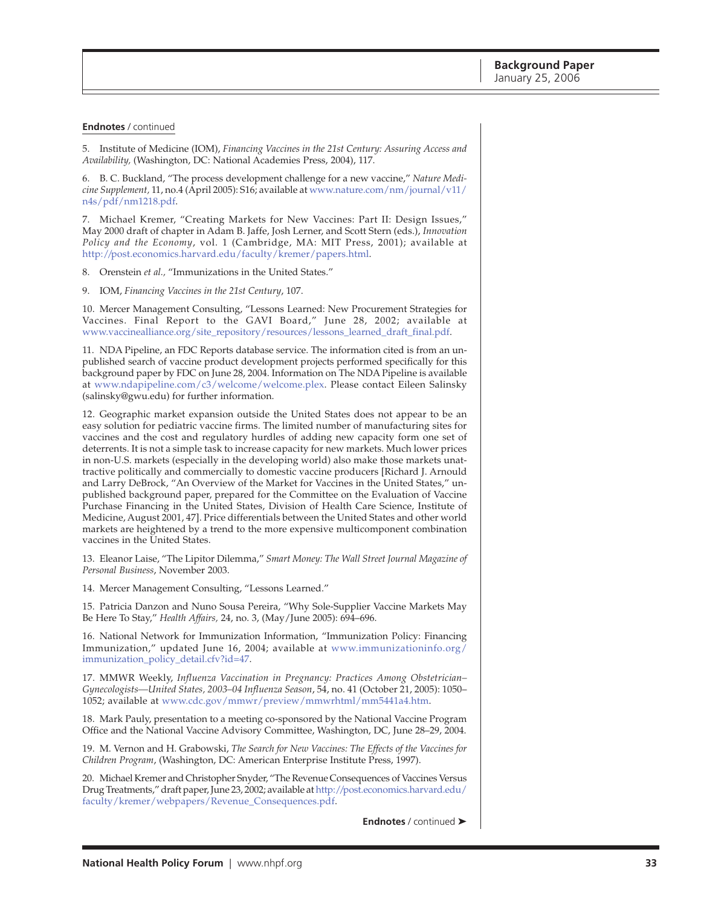**Endnotes** / continued

5. Institute of Medicine (IOM), *Financing Vaccines in the 21st Century: Assuring Access and Availability,* (Washington, DC: National Academies Press, 2004), 117.

6. B. C. Buckland, "The process development challenge for a new vaccine," *Nature Medicine Supplement,* 11, no.4 (April 2005): S16; available at www.nature.com/nm/journal/v11/n4s/pdf/nm1218.pdf.

7. Michael Kremer, "Creating Markets for New Vaccines: Part II: Design Issues," May 2000 draft of chapter in Adam B. Jaffe, Josh Lerner, and Scott Stern (eds.), *Innovation Policy and the Economy*, vol. 1 (Cambridge, MA: MIT Press, 2001); available at http://post.economics.harvard.edu/faculty/kremer/papers.html.

8. Orenstein *et al.,* "Immunizations in the United States."

9. IOM, *Financing Vaccines in the 21st Century*, 107.

10. Mercer Management Consulting, "Lessons Learned: New Procurement Strategies for Vaccines. Final Report to the GAVI Board," June 28, 2002; available at www.vaccinealliance.org/site_repository/resources/lessons_learned_draft_final.pdf.

11. NDA Pipeline, an FDC Reports database service. The information cited is from an unpublished search of vaccine product development projects performed specifically for this background paper by FDC on June 28, 2004. Information on The NDA Pipeline is available at www.ndapipeline.com/c3/welcome/welcome.plex. Please contact Eileen Salinsky (salinsky@gwu.edu) for further information.

12. Geographic market expansion outside the United States does not appear to be an easy solution for pediatric vaccine firms. The limited number of manufacturing sites for vaccines and the cost and regulatory hurdles of adding new capacity form one set of deterrents. It is not a simple task to increase capacity for new markets. Much lower prices in non-U.S. markets (especially in the developing world) also make those markets unattractive politically and commercially to domestic vaccine producers [Richard J. Arnould and Larry DeBrock, "An Overview of the Market for Vaccines in the United States," unpublished background paper, prepared for the Committee on the Evaluation of Vaccine Purchase Financing in the United States, Division of Health Care Science, Institute of Medicine, August 2001, 47]. Price differentials between the United States and other world markets are heightened by a trend to the more expensive multicomponent combination vaccines in the United States.

13. Eleanor Laise, "The Lipitor Dilemma," *Smart Money: The Wall Street Journal Magazine of Personal Business*, November 2003.

14. Mercer Management Consulting, "Lessons Learned."

15. Patricia Danzon and Nuno Sousa Pereira, "Why Sole-Supplier Vaccine Markets May Be Here To Stay," *Health Affairs,* 24, no. 3, (May/June 2005): 694–696.

16. National Network for Immunization Information, "Immunization Policy: Financing Immunization," updated June 16, 2004; available at www.immunizationinfo.org/immunization_policy_detail.cfv?id=47.

17. MMWR Weekly, *Influenza Vaccination in Pregnancy: Practices Among Obstetrician–Gynecologists—United States, 2003–04 Influenza Season*, 54, no. 41 (October 21, 2005): 1050–1052; available at www.cdc.gov/mmwr/preview/mmwrhtml/mm5441a4.htm.

18. Mark Pauly, presentation to a meeting co-sponsored by the National Vaccine Program Office and the National Vaccine Advisory Committee, Washington, DC, June 28–29, 2004.

19. M. Vernon and H. Grabowski, *The Search for New Vaccines: The Effects of the Vaccines for Children Program*, (Washington, DC: American Enterprise Institute Press, 1997).

20. Michael Kremer and Christopher Snyder, "The Revenue Consequences of Vaccines Versus Drug Treatments," draft paper, June 23, 2002; available at http://post.economics.harvard.edu/faculty/kremer/webpapers/Revenue_Consequences.pdf.

**Endnotes** / continued ➤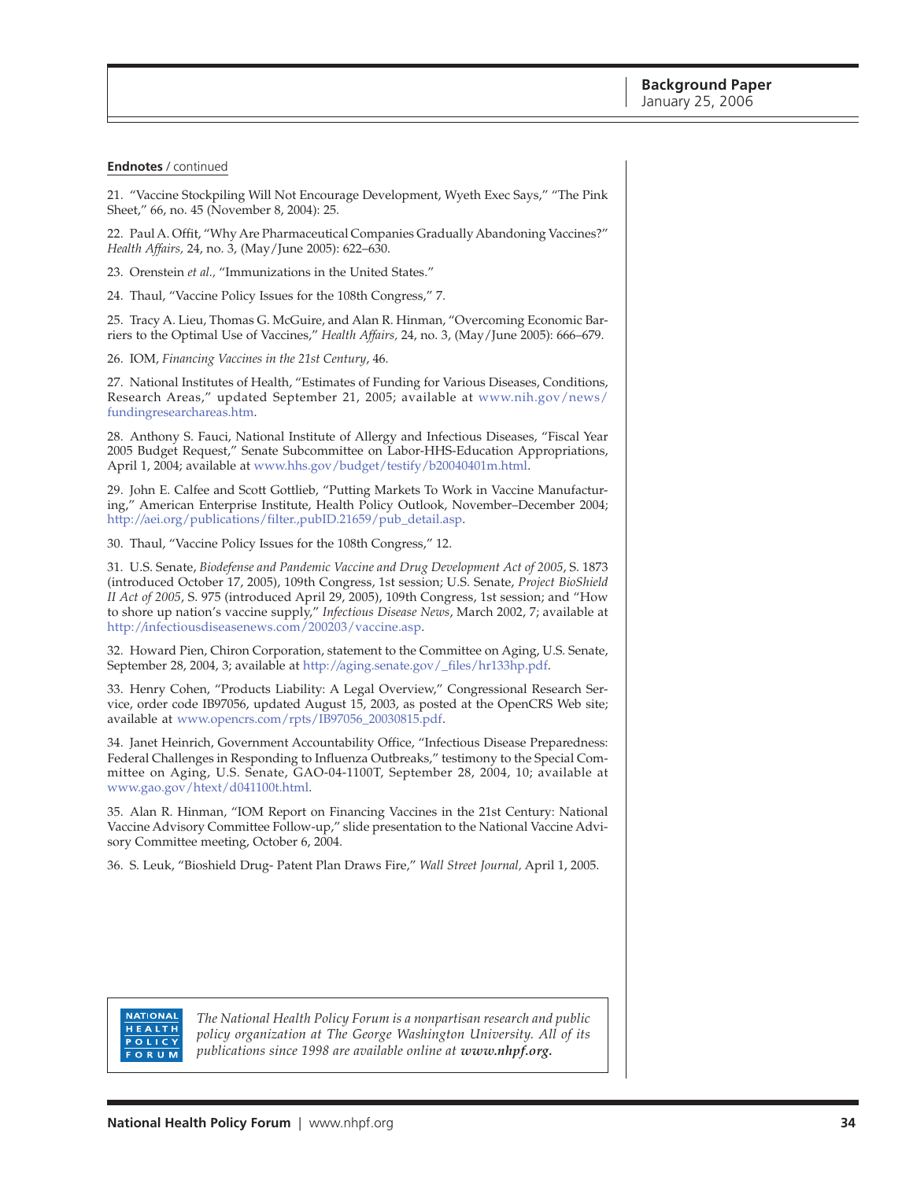**Endnotes** / continued

21. "Vaccine Stockpiling Will Not Encourage Development, Wyeth Exec Says," "The Pink Sheet," 66, no. 45 (November 8, 2004): 25.

22. Paul A. Offit, "Why Are Pharmaceutical Companies Gradually Abandoning Vaccines?" *Health Affairs,* 24, no. 3, (May/June 2005): 622–630.

23. Orenstein *et al.,* "Immunizations in the United States."

24. Thaul, "Vaccine Policy Issues for the 108th Congress," 7.

25. Tracy A. Lieu, Thomas G. McGuire, and Alan R. Hinman, "Overcoming Economic Barriers to the Optimal Use of Vaccines," *Health Affairs,* 24, no. 3, (May/June 2005): 666–679.

26. IOM, *Financing Vaccines in the 21st Century*, 46.

27. National Institutes of Health, "Estimates of Funding for Various Diseases, Conditions, Research Areas," updated September 21, 2005; available at www.nih.gov/news/fundingresearchareas.htm.

28. Anthony S. Fauci, National Institute of Allergy and Infectious Diseases, "Fiscal Year 2005 Budget Request," Senate Subcommittee on Labor-HHS-Education Appropriations, April 1, 2004; available at www.hhs.gov/budget/testify/b20040401m.html.

29. John E. Calfee and Scott Gottlieb, "Putting Markets To Work in Vaccine Manufacturing," American Enterprise Institute, Health Policy Outlook, November–December 2004; http://aei.org/publications/filter.,pubID.21659/pub_detail.asp.

30. Thaul, "Vaccine Policy Issues for the 108th Congress," 12.

31. U.S. Senate, *Biodefense and Pandemic Vaccine and Drug Development Act of 2005*, S. 1873 (introduced October 17, 2005), 109th Congress, 1st session; U.S. Senate, *Project BioShield II Act of 2005*, S. 975 (introduced April 29, 2005), 109th Congress, 1st session; and "How to shore up nation's vaccine supply," *Infectious Disease News*, March 2002, 7; available at http://infectiousdiseasenews.com/200203/vaccine.asp.

32. Howard Pien, Chiron Corporation, statement to the Committee on Aging, U.S. Senate, September 28, 2004, 3; available at http://aging.senate.gov/_files/hr133hp.pdf.

33. Henry Cohen, "Products Liability: A Legal Overview," Congressional Research Service, order code IB97056, updated August 15, 2003, as posted at the OpenCRS Web site; available at www.opencrs.com/rpts/IB97056_20030815.pdf.

34. Janet Heinrich, Government Accountability Office, "Infectious Disease Preparedness: Federal Challenges in Responding to Influenza Outbreaks," testimony to the Special Committee on Aging, U.S. Senate, GAO-04-1100T, September 28, 2004, 10; available at www.gao.gov/htext/d041100t.html.

35. Alan R. Hinman, "IOM Report on Financing Vaccines in the 21st Century: National Vaccine Advisory Committee Follow-up," slide presentation to the National Vaccine Advisory Committee meeting, October 6, 2004.

36. S. Leuk, "Bioshield Drug- Patent Plan Draws Fire," *Wall Street Journal,* April 1, 2005.

NATIONAL HEALTH POLICY FORUM

*The National Health Policy Forum is a nonpartisan research and public policy organization at The George Washington University. All of its publications since 1998 are available online at **www.nhpf.org.***